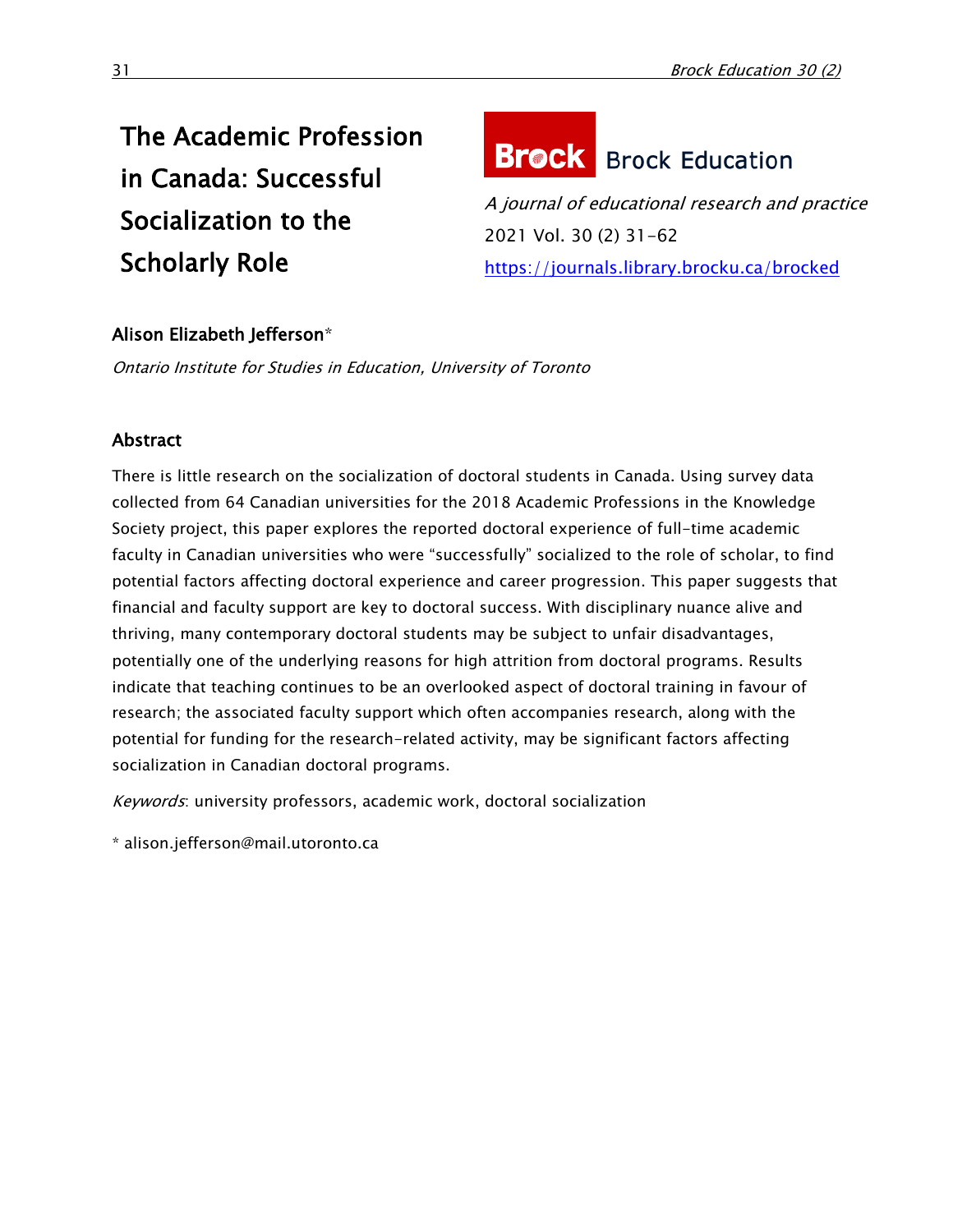# The Academic Profession in Canada: Successful Socialization to the Scholarly Role

**Brock Education**

*A journal of educational research and practice*

2021 Vol. 30 (2) 31-62

https://journals.library.brocku.ca/brocked

**Alison Elizabeth Jefferson***

*Ontario Institute for Studies in Education, University of Toronto*

## Abstract

There is little research on the socialization of doctoral students in Canada. Using survey data collected from 64 Canadian universities for the 2018 Academic Professions in the Knowledge Society project, this paper explores the reported doctoral experience of full-time academic faculty in Canadian universities who were "successfully" socialized to the role of scholar, to find potential factors affecting doctoral experience and career progression. This paper suggests that financial and faculty support are key to doctoral success. With disciplinary nuance alive and thriving, many contemporary doctoral students may be subject to unfair disadvantages, potentially one of the underlying reasons for high attrition from doctoral programs. Results indicate that teaching continues to be an overlooked aspect of doctoral training in favour of research; the associated faculty support which often accompanies research, along with the potential for funding for the research-related activity, may be significant factors affecting socialization in Canadian doctoral programs.

*Keywords*: university professors, academic work, doctoral socialization

* alison.jefferson@mail.utoronto.ca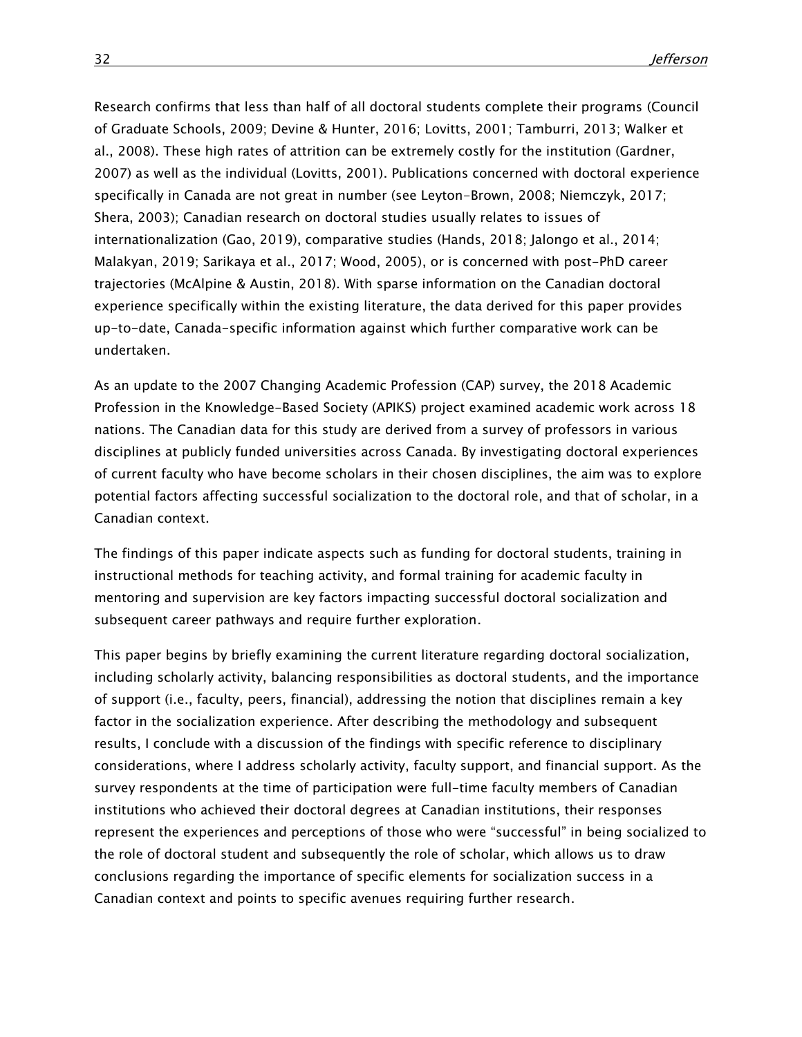Research confirms that less than half of all doctoral students complete their programs (Council of Graduate Schools, 2009; Devine & Hunter, 2016; Lovitts, 2001; Tamburri, 2013; Walker et al., 2008). These high rates of attrition can be extremely costly for the institution (Gardner, 2007) as well as the individual (Lovitts, 2001). Publications concerned with doctoral experience specifically in Canada are not great in number (see Leyton-Brown, 2008; Niemczyk, 2017; Shera, 2003); Canadian research on doctoral studies usually relates to issues of internationalization (Gao, 2019), comparative studies (Hands, 2018; Jalongo et al., 2014; Malakyan, 2019; Sarikaya et al., 2017; Wood, 2005), or is concerned with post-PhD career trajectories (McAlpine & Austin, 2018). With sparse information on the Canadian doctoral experience specifically within the existing literature, the data derived for this paper provides up-to-date, Canada-specific information against which further comparative work can be undertaken.

As an update to the 2007 Changing Academic Profession (CAP) survey, the 2018 Academic Profession in the Knowledge-Based Society (APIKS) project examined academic work across 18 nations. The Canadian data for this study are derived from a survey of professors in various disciplines at publicly funded universities across Canada. By investigating doctoral experiences of current faculty who have become scholars in their chosen disciplines, the aim was to explore potential factors affecting successful socialization to the doctoral role, and that of scholar, in a Canadian context.

The findings of this paper indicate aspects such as funding for doctoral students, training in instructional methods for teaching activity, and formal training for academic faculty in mentoring and supervision are key factors impacting successful doctoral socialization and subsequent career pathways and require further exploration.

This paper begins by briefly examining the current literature regarding doctoral socialization, including scholarly activity, balancing responsibilities as doctoral students, and the importance of support (i.e., faculty, peers, financial), addressing the notion that disciplines remain a key factor in the socialization experience. After describing the methodology and subsequent results, I conclude with a discussion of the findings with specific reference to disciplinary considerations, where I address scholarly activity, faculty support, and financial support. As the survey respondents at the time of participation were full-time faculty members of Canadian institutions who achieved their doctoral degrees at Canadian institutions, their responses represent the experiences and perceptions of those who were "successful" in being socialized to the role of doctoral student and subsequently the role of scholar, which allows us to draw conclusions regarding the importance of specific elements for socialization success in a Canadian context and points to specific avenues requiring further research.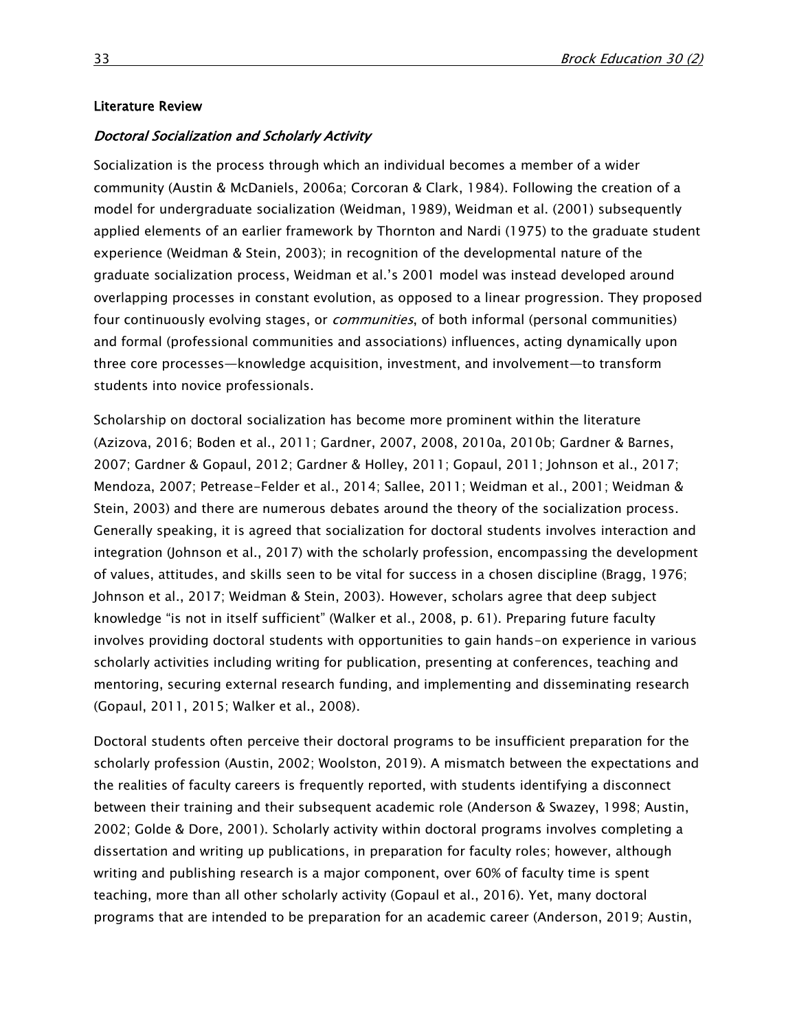## Literature Review

### *Doctoral Socialization and Scholarly Activity*

Socialization is the process through which an individual becomes a member of a wider community (Austin & McDaniels, 2006a; Corcoran & Clark, 1984). Following the creation of a model for undergraduate socialization (Weidman, 1989), Weidman et al. (2001) subsequently applied elements of an earlier framework by Thornton and Nardi (1975) to the graduate student experience (Weidman & Stein, 2003); in recognition of the developmental nature of the graduate socialization process, Weidman et al.'s 2001 model was instead developed around overlapping processes in constant evolution, as opposed to a linear progression. They proposed four continuously evolving stages, or *communities*, of both informal (personal communities) and formal (professional communities and associations) influences, acting dynamically upon three core processes—knowledge acquisition, investment, and involvement—to transform students into novice professionals.

Scholarship on doctoral socialization has become more prominent within the literature (Azizova, 2016; Boden et al., 2011; Gardner, 2007, 2008, 2010a, 2010b; Gardner & Barnes, 2007; Gardner & Gopaul, 2012; Gardner & Holley, 2011; Gopaul, 2011; Johnson et al., 2017; Mendoza, 2007; Petrease-Felder et al., 2014; Sallee, 2011; Weidman et al., 2001; Weidman & Stein, 2003) and there are numerous debates around the theory of the socialization process. Generally speaking, it is agreed that socialization for doctoral students involves interaction and integration (Johnson et al., 2017) with the scholarly profession, encompassing the development of values, attitudes, and skills seen to be vital for success in a chosen discipline (Bragg, 1976; Johnson et al., 2017; Weidman & Stein, 2003). However, scholars agree that deep subject knowledge "is not in itself sufficient" (Walker et al., 2008, p. 61). Preparing future faculty involves providing doctoral students with opportunities to gain hands-on experience in various scholarly activities including writing for publication, presenting at conferences, teaching and mentoring, securing external research funding, and implementing and disseminating research (Gopaul, 2011, 2015; Walker et al., 2008).

Doctoral students often perceive their doctoral programs to be insufficient preparation for the scholarly profession (Austin, 2002; Woolston, 2019). A mismatch between the expectations and the realities of faculty careers is frequently reported, with students identifying a disconnect between their training and their subsequent academic role (Anderson & Swazey, 1998; Austin, 2002; Golde & Dore, 2001). Scholarly activity within doctoral programs involves completing a dissertation and writing up publications, in preparation for faculty roles; however, although writing and publishing research is a major component, over 60% of faculty time is spent teaching, more than all other scholarly activity (Gopaul et al., 2016). Yet, many doctoral programs that are intended to be preparation for an academic career (Anderson, 2019; Austin,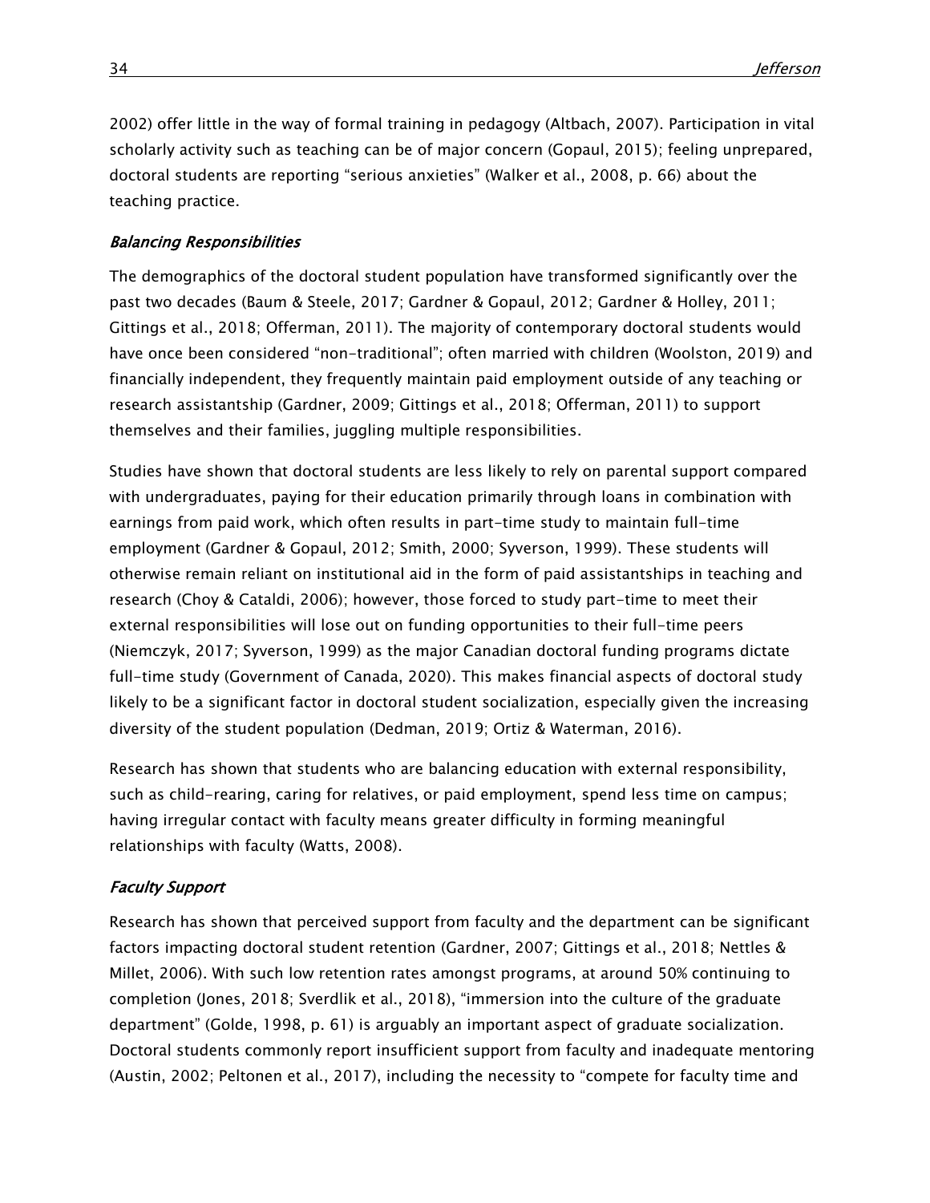2002) offer little in the way of formal training in pedagogy (Altbach, 2007). Participation in vital scholarly activity such as teaching can be of major concern (Gopaul, 2015); feeling unprepared, doctoral students are reporting "serious anxieties" (Walker et al., 2008, p. 66) about the teaching practice.

### *Balancing Responsibilities*

The demographics of the doctoral student population have transformed significantly over the past two decades (Baum & Steele, 2017; Gardner & Gopaul, 2012; Gardner & Holley, 2011; Gittings et al., 2018; Offerman, 2011). The majority of contemporary doctoral students would have once been considered "non-traditional"; often married with children (Woolston, 2019) and financially independent, they frequently maintain paid employment outside of any teaching or research assistantship (Gardner, 2009; Gittings et al., 2018; Offerman, 2011) to support themselves and their families, juggling multiple responsibilities.

Studies have shown that doctoral students are less likely to rely on parental support compared with undergraduates, paying for their education primarily through loans in combination with earnings from paid work, which often results in part-time study to maintain full-time employment (Gardner & Gopaul, 2012; Smith, 2000; Syverson, 1999). These students will otherwise remain reliant on institutional aid in the form of paid assistantships in teaching and research (Choy & Cataldi, 2006); however, those forced to study part-time to meet their external responsibilities will lose out on funding opportunities to their full-time peers (Niemczyk, 2017; Syverson, 1999) as the major Canadian doctoral funding programs dictate full-time study (Government of Canada, 2020). This makes financial aspects of doctoral study likely to be a significant factor in doctoral student socialization, especially given the increasing diversity of the student population (Dedman, 2019; Ortiz & Waterman, 2016).

Research has shown that students who are balancing education with external responsibility, such as child-rearing, caring for relatives, or paid employment, spend less time on campus; having irregular contact with faculty means greater difficulty in forming meaningful relationships with faculty (Watts, 2008).

### *Faculty Support*

Research has shown that perceived support from faculty and the department can be significant factors impacting doctoral student retention (Gardner, 2007; Gittings et al., 2018; Nettles & Millet, 2006). With such low retention rates amongst programs, at around 50% continuing to completion (Jones, 2018; Sverdlik et al., 2018), "immersion into the culture of the graduate department" (Golde, 1998, p. 61) is arguably an important aspect of graduate socialization. Doctoral students commonly report insufficient support from faculty and inadequate mentoring (Austin, 2002; Peltonen et al., 2017), including the necessity to "compete for faculty time and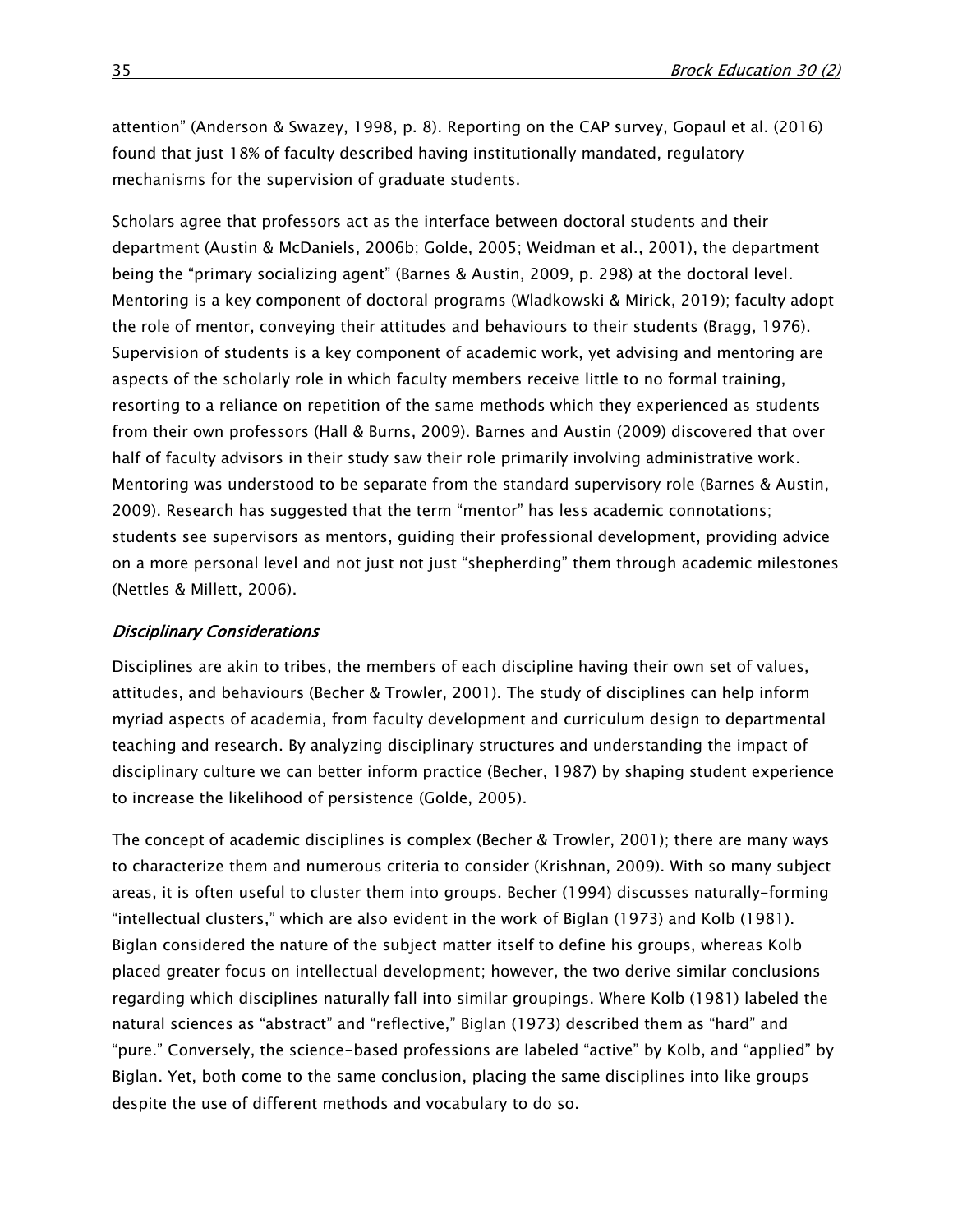attention" (Anderson & Swazey, 1998, p. 8). Reporting on the CAP survey, Gopaul et al. (2016) found that just 18% of faculty described having institutionally mandated, regulatory mechanisms for the supervision of graduate students.

Scholars agree that professors act as the interface between doctoral students and their department (Austin & McDaniels, 2006b; Golde, 2005; Weidman et al., 2001), the department being the "primary socializing agent" (Barnes & Austin, 2009, p. 298) at the doctoral level. Mentoring is a key component of doctoral programs (Wladkowski & Mirick, 2019); faculty adopt the role of mentor, conveying their attitudes and behaviours to their students (Bragg, 1976). Supervision of students is a key component of academic work, yet advising and mentoring are aspects of the scholarly role in which faculty members receive little to no formal training, resorting to a reliance on repetition of the same methods which they experienced as students from their own professors (Hall & Burns, 2009). Barnes and Austin (2009) discovered that over half of faculty advisors in their study saw their role primarily involving administrative work. Mentoring was understood to be separate from the standard supervisory role (Barnes & Austin, 2009). Research has suggested that the term "mentor" has less academic connotations; students see supervisors as mentors, guiding their professional development, providing advice on a more personal level and not just not just "shepherding" them through academic milestones (Nettles & Millett, 2006).

### *Disciplinary Considerations*

Disciplines are akin to tribes, the members of each discipline having their own set of values, attitudes, and behaviours (Becher & Trowler, 2001). The study of disciplines can help inform myriad aspects of academia, from faculty development and curriculum design to departmental teaching and research. By analyzing disciplinary structures and understanding the impact of disciplinary culture we can better inform practice (Becher, 1987) by shaping student experience to increase the likelihood of persistence (Golde, 2005).

The concept of academic disciplines is complex (Becher & Trowler, 2001); there are many ways to characterize them and numerous criteria to consider (Krishnan, 2009). With so many subject areas, it is often useful to cluster them into groups. Becher (1994) discusses naturally-forming "intellectual clusters," which are also evident in the work of Biglan (1973) and Kolb (1981). Biglan considered the nature of the subject matter itself to define his groups, whereas Kolb placed greater focus on intellectual development; however, the two derive similar conclusions regarding which disciplines naturally fall into similar groupings. Where Kolb (1981) labeled the natural sciences as "abstract" and "reflective," Biglan (1973) described them as "hard" and "pure." Conversely, the science-based professions are labeled "active" by Kolb, and "applied" by Biglan. Yet, both come to the same conclusion, placing the same disciplines into like groups despite the use of different methods and vocabulary to do so.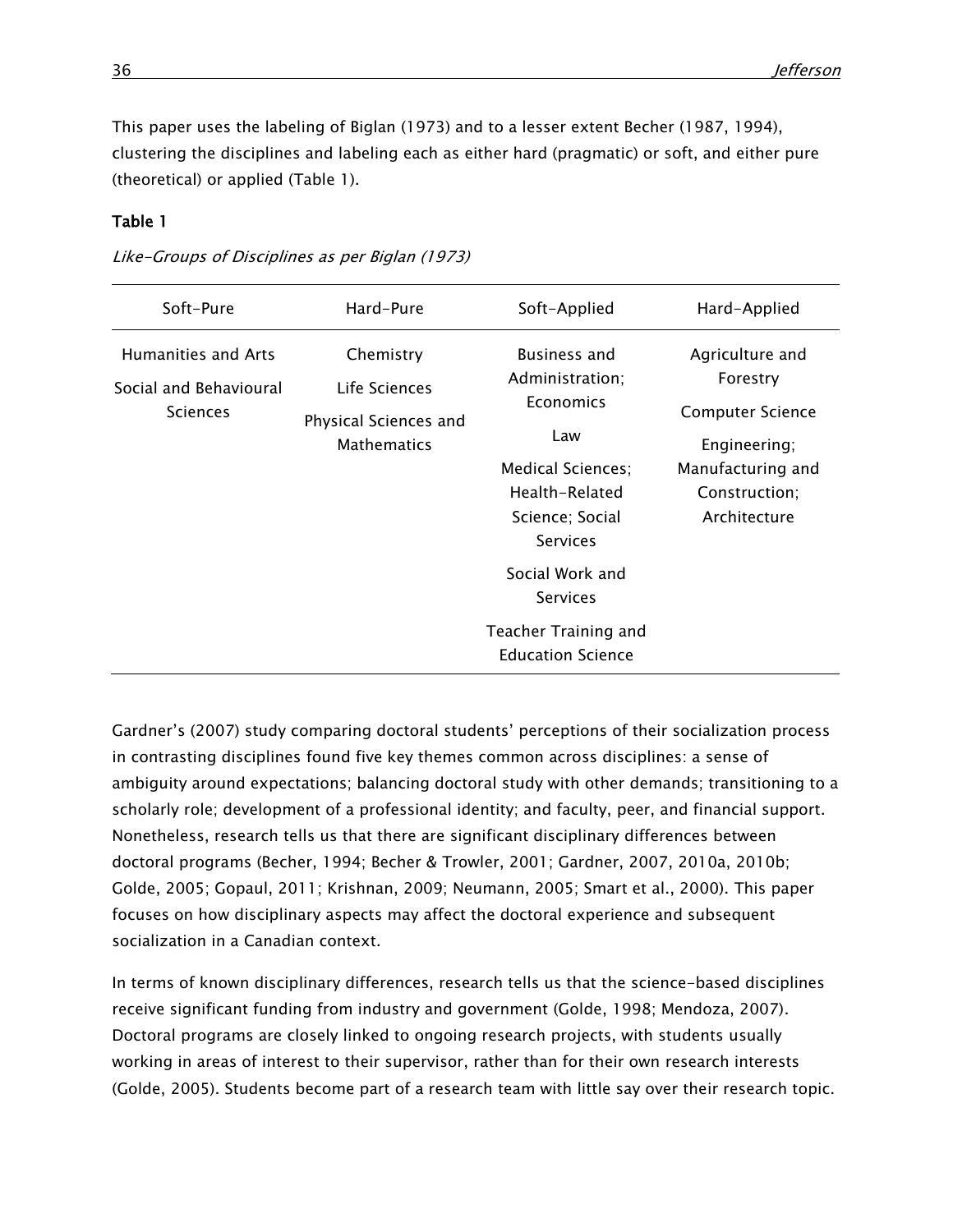This paper uses the labeling of Biglan (1973) and to a lesser extent Becher (1987, 1994), clustering the disciplines and labeling each as either hard (pragmatic) or soft, and either pure (theoretical) or applied (Table 1).

**Table 1**

*Like-Groups of Disciplines as per Biglan (1973)*

| Soft-Pure | Hard-Pure | Soft-Applied | Hard-Applied |
|---|---|---|---|
| Humanities and Arts | Chemistry | Business and Administration; Economics | Agriculture and Forestry |
| Social and Behavioural Sciences | Life Sciences | Law | Computer Science |
| | Physical Sciences and Mathematics | Medical Sciences; Health-Related Science; Social Services | Engineering; Manufacturing and Construction; Architecture |
| | | Social Work and Services | |
| | | Teacher Training and Education Science | |

Gardner's (2007) study comparing doctoral students' perceptions of their socialization process in contrasting disciplines found five key themes common across disciplines: a sense of ambiguity around expectations; balancing doctoral study with other demands; transitioning to a scholarly role; development of a professional identity; and faculty, peer, and financial support. Nonetheless, research tells us that there are significant disciplinary differences between doctoral programs (Becher, 1994; Becher & Trowler, 2001; Gardner, 2007, 2010a, 2010b; Golde, 2005; Gopaul, 2011; Krishnan, 2009; Neumann, 2005; Smart et al., 2000). This paper focuses on how disciplinary aspects may affect the doctoral experience and subsequent socialization in a Canadian context.

In terms of known disciplinary differences, research tells us that the science-based disciplines receive significant funding from industry and government (Golde, 1998; Mendoza, 2007). Doctoral programs are closely linked to ongoing research projects, with students usually working in areas of interest to their supervisor, rather than for their own research interests (Golde, 2005). Students become part of a research team with little say over their research topic.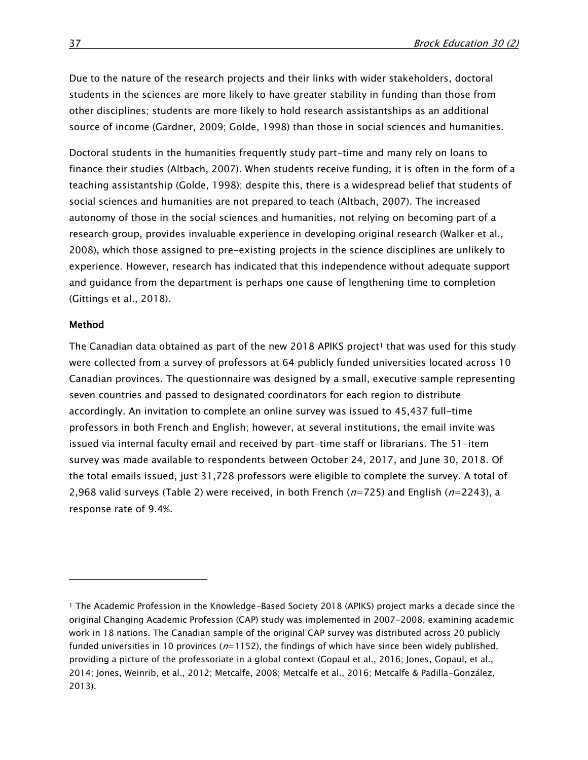Due to the nature of the research projects and their links with wider stakeholders, doctoral students in the sciences are more likely to have greater stability in funding than those from other disciplines; students are more likely to hold research assistantships as an additional source of income (Gardner, 2009; Golde, 1998) than those in social sciences and humanities.

Doctoral students in the humanities frequently study part-time and many rely on loans to finance their studies (Altbach, 2007). When students receive funding, it is often in the form of a teaching assistantship (Golde, 1998); despite this, there is a widespread belief that students of social sciences and humanities are not prepared to teach (Altbach, 2007). The increased autonomy of those in the social sciences and humanities, not relying on becoming part of a research group, provides invaluable experience in developing original research (Walker et al., 2008), which those assigned to pre-existing projects in the science disciplines are unlikely to experience. However, research has indicated that this independence without adequate support and guidance from the department is perhaps one cause of lengthening time to completion (Gittings et al., 2018).

## Method

The Canadian data obtained as part of the new 2018 APIKS project[1] that was used for this study were collected from a survey of professors at 64 publicly funded universities located across 10 Canadian provinces. The questionnaire was designed by a small, executive sample representing seven countries and passed to designated coordinators for each region to distribute accordingly. An invitation to complete an online survey was issued to 45,437 full-time professors in both French and English; however, at several institutions, the email invite was issued via internal faculty email and received by part-time staff or librarians. The 51-item survey was made available to respondents between October 24, 2017, and June 30, 2018. Of the total emails issued, just 31,728 professors were eligible to complete the survey. A total of 2,968 valid surveys (Table 2) were received, in both French (*n*=725) and English (*n*=2243), a response rate of 9.4%.

---

[1] The Academic Profession in the Knowledge-Based Society 2018 (APIKS) project marks a decade since the original Changing Academic Profession (CAP) study was implemented in 2007-2008, examining academic work in 18 nations. The Canadian sample of the original CAP survey was distributed across 20 publicly funded universities in 10 provinces (*n*=1152), the findings of which have since been widely published, providing a picture of the professoriate in a global context (Gopaul et al., 2016; Jones, Gopaul, et al., 2014; Jones, Weinrib, et al., 2012; Metcalfe, 2008; Metcalfe et al., 2016; Metcalfe & Padilla-González, 2013).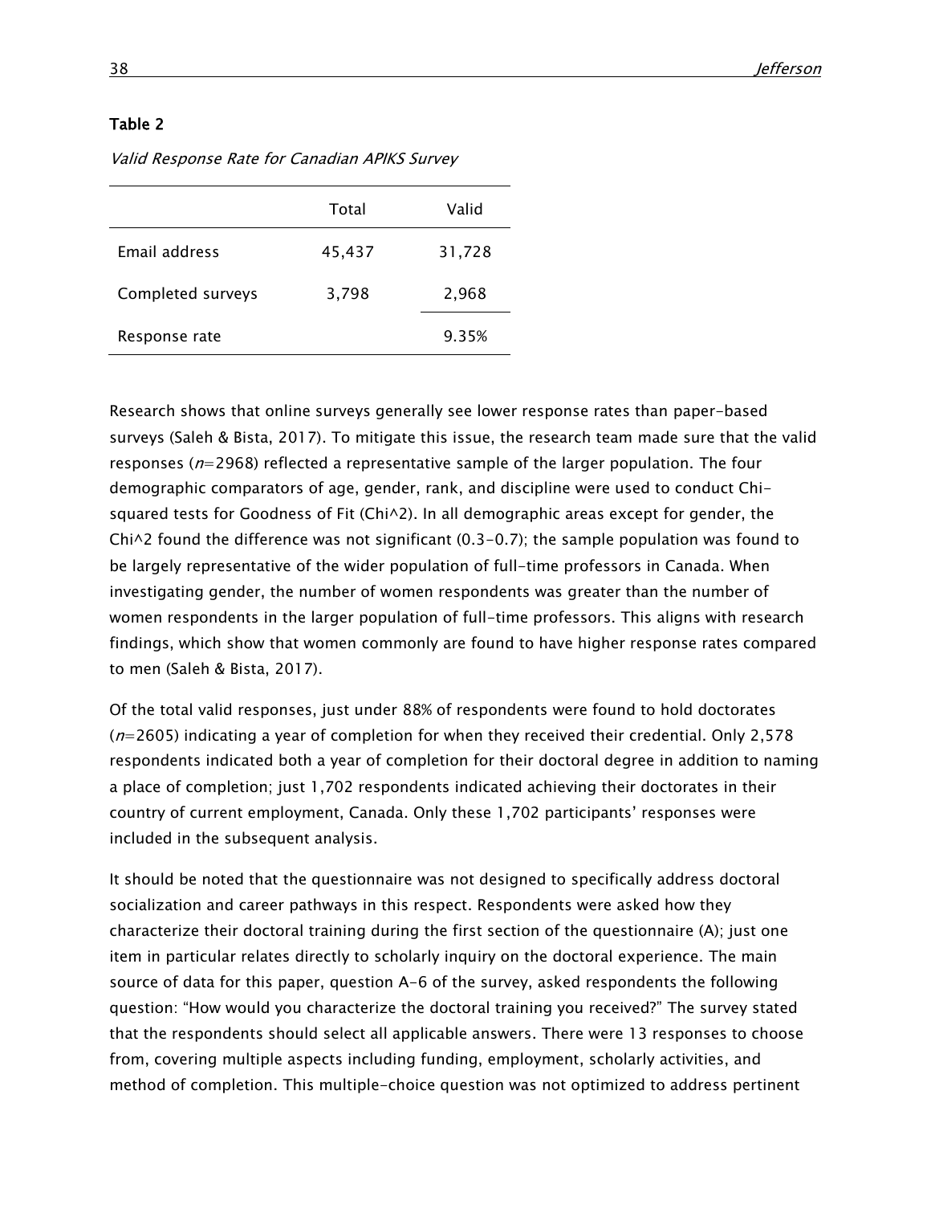**Table 2**

*Valid Response Rate for Canadian APIKS Survey*

| | Total | Valid |
|---|---|---|
| Email address | 45,437 | 31,728 |
| Completed surveys | 3,798 | 2,968 |
| Response rate | | 9.35% |

Research shows that online surveys generally see lower response rates than paper-based surveys (Saleh & Bista, 2017). To mitigate this issue, the research team made sure that the valid responses ($n$=2968) reflected a representative sample of the larger population. The four demographic comparators of age, gender, rank, and discipline were used to conduct Chi-squared tests for Goodness of Fit (Chi^2). In all demographic areas except for gender, the Chi^2 found the difference was not significant (0.3-0.7); the sample population was found to be largely representative of the wider population of full-time professors in Canada. When investigating gender, the number of women respondents was greater than the number of women respondents in the larger population of full-time professors. This aligns with research findings, which show that women commonly are found to have higher response rates compared to men (Saleh & Bista, 2017).

Of the total valid responses, just under 88% of respondents were found to hold doctorates ($n$=2605) indicating a year of completion for when they received their credential. Only 2,578 respondents indicated both a year of completion for their doctoral degree in addition to naming a place of completion; just 1,702 respondents indicated achieving their doctorates in their country of current employment, Canada. Only these 1,702 participants' responses were included in the subsequent analysis.

It should be noted that the questionnaire was not designed to specifically address doctoral socialization and career pathways in this respect. Respondents were asked how they characterize their doctoral training during the first section of the questionnaire (A); just one item in particular relates directly to scholarly inquiry on the doctoral experience. The main source of data for this paper, question A-6 of the survey, asked respondents the following question: "How would you characterize the doctoral training you received?" The survey stated that the respondents should select all applicable answers. There were 13 responses to choose from, covering multiple aspects including funding, employment, scholarly activities, and method of completion. This multiple-choice question was not optimized to address pertinent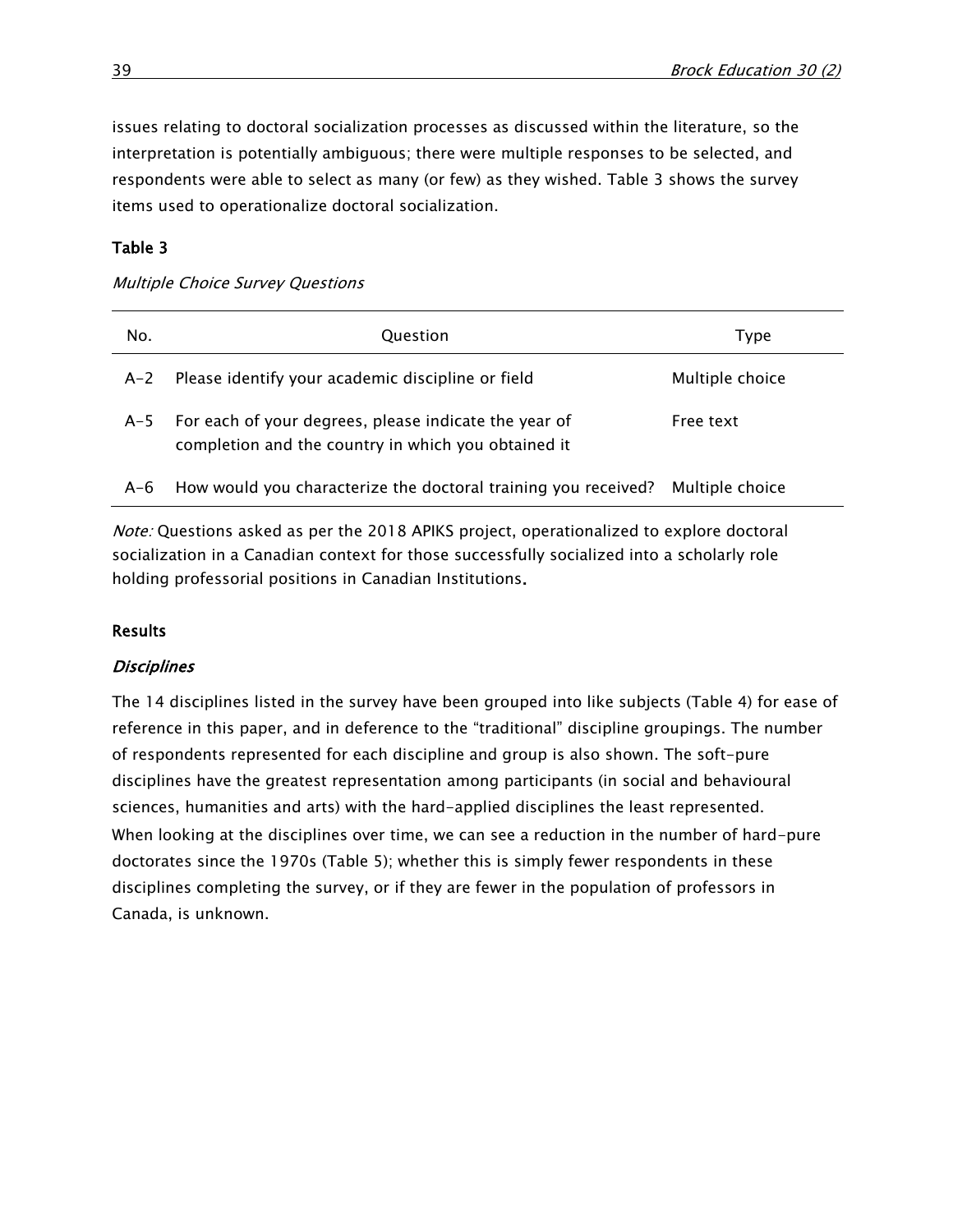issues relating to doctoral socialization processes as discussed within the literature, so the interpretation is potentially ambiguous; there were multiple responses to be selected, and respondents were able to select as many (or few) as they wished. Table 3 shows the survey items used to operationalize doctoral socialization.

**Table 3**

*Multiple Choice Survey Questions*

| No. | Question | Type |
| --- | --- | --- |
| A-2 | Please identify your academic discipline or field | Multiple choice |
| A-5 | For each of your degrees, please indicate the year of completion and the country in which you obtained it | Free text |
| A-6 | How would you characterize the doctoral training you received? | Multiple choice |

*Note:* Questions asked as per the 2018 APIKS project, operationalized to explore doctoral socialization in a Canadian context for those successfully socialized into a scholarly role holding professorial positions in Canadian Institutions.

### Results

#### *Disciplines*

The 14 disciplines listed in the survey have been grouped into like subjects (Table 4) for ease of reference in this paper, and in deference to the "traditional" discipline groupings. The number of respondents represented for each discipline and group is also shown. The soft-pure disciplines have the greatest representation among participants (in social and behavioural sciences, humanities and arts) with the hard-applied disciplines the least represented. When looking at the disciplines over time, we can see a reduction in the number of hard-pure doctorates since the 1970s (Table 5); whether this is simply fewer respondents in these disciplines completing the survey, or if they are fewer in the population of professors in Canada, is unknown.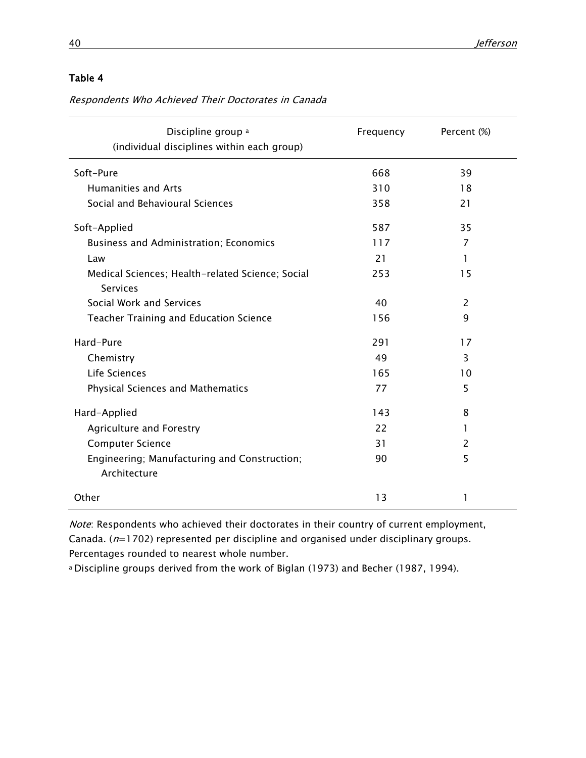**Table 4**

*Respondents Who Achieved Their Doctorates in Canada*

| Discipline group [a] (individual disciplines within each group) | Frequency | Percent (%) |
|---|---|---|
| Soft-Pure | 668 | 39 |
| Humanities and Arts | 310 | 18 |
| Social and Behavioural Sciences | 358 | 21 |
| Soft-Applied | 587 | 35 |
| Business and Administration; Economics | 117 | 7 |
| Law | 21 | 1 |
| Medical Sciences; Health-related Science; Social Services | 253 | 15 |
| Social Work and Services | 40 | 2 |
| Teacher Training and Education Science | 156 | 9 |
| Hard-Pure | 291 | 17 |
| Chemistry | 49 | 3 |
| Life Sciences | 165 | 10 |
| Physical Sciences and Mathematics | 77 | 5 |
| Hard-Applied | 143 | 8 |
| Agriculture and Forestry | 22 | 1 |
| Computer Science | 31 | 2 |
| Engineering; Manufacturing and Construction; Architecture | 90 | 5 |
| Other | 13 | 1 |

*Note*: Respondents who achieved their doctorates in their country of current employment, Canada. ($n$=1702) represented per discipline and organised under disciplinary groups. Percentages rounded to nearest whole number.

[a] Discipline groups derived from the work of Biglan (1973) and Becher (1987, 1994).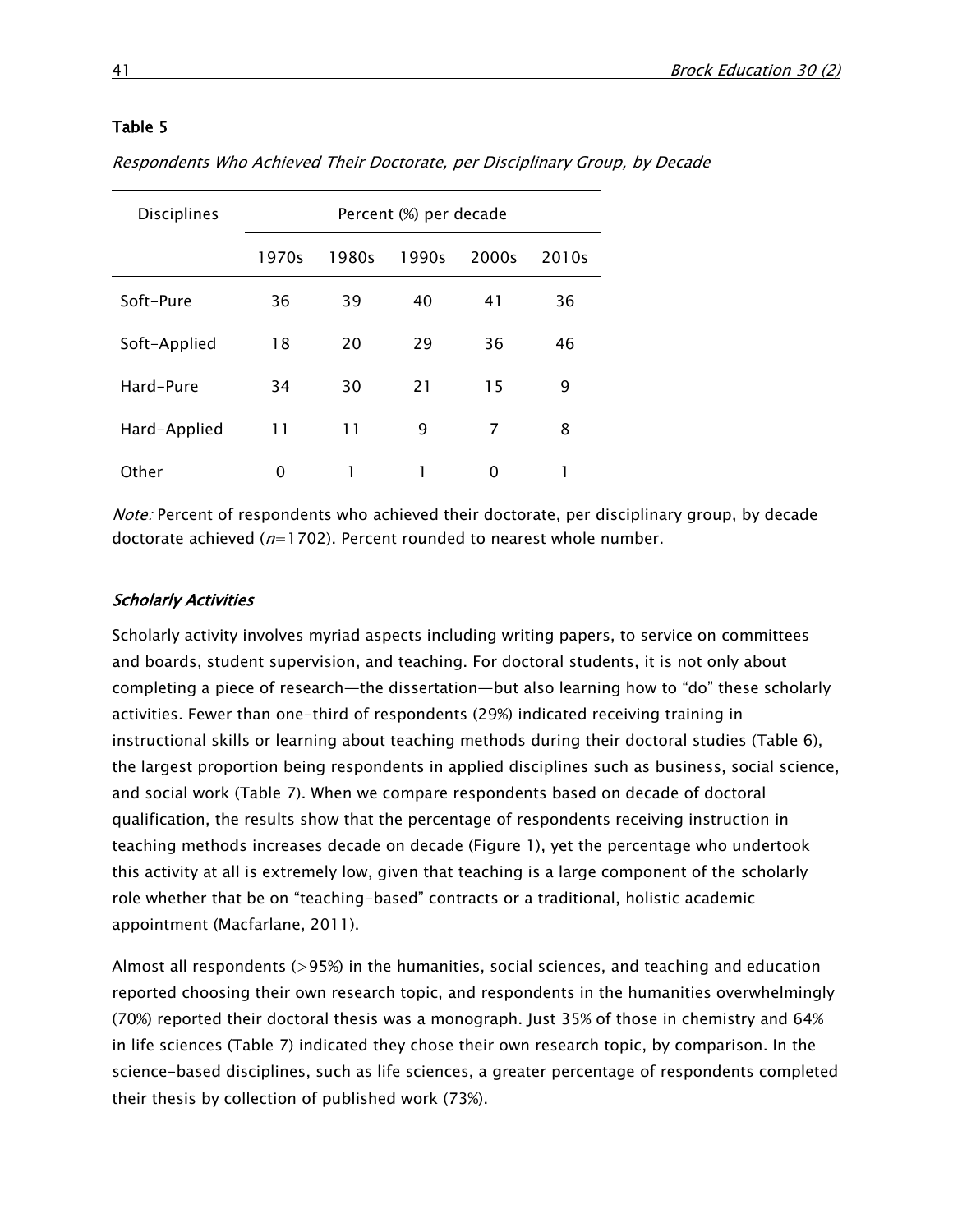**Table 5**

*Respondents Who Achieved Their Doctorate, per Disciplinary Group, by Decade*

| Disciplines | Percent (%) per decade | | | | |
|---|---|---|---|---|---|
| | 1970s | 1980s | 1990s | 2000s | 2010s |
| Soft-Pure | 36 | 39 | 40 | 41 | 36 |
| Soft-Applied | 18 | 20 | 29 | 36 | 46 |
| Hard-Pure | 34 | 30 | 21 | 15 | 9 |
| Hard-Applied | 11 | 11 | 9 | 7 | 8 |
| Other | 0 | 1 | 1 | 0 | 1 |

*Note:* Percent of respondents who achieved their doctorate, per disciplinary group, by decade doctorate achieved ($n$=1702). Percent rounded to nearest whole number.

### *Scholarly Activities*

Scholarly activity involves myriad aspects including writing papers, to service on committees and boards, student supervision, and teaching. For doctoral students, it is not only about completing a piece of research—the dissertation—but also learning how to "do" these scholarly activities. Fewer than one-third of respondents (29%) indicated receiving training in instructional skills or learning about teaching methods during their doctoral studies (Table 6), the largest proportion being respondents in applied disciplines such as business, social science, and social work (Table 7). When we compare respondents based on decade of doctoral qualification, the results show that the percentage of respondents receiving instruction in teaching methods increases decade on decade (Figure 1), yet the percentage who undertook this activity at all is extremely low, given that teaching is a large component of the scholarly role whether that be on "teaching-based" contracts or a traditional, holistic academic appointment (Macfarlane, 2011).

Almost all respondents (>95%) in the humanities, social sciences, and teaching and education reported choosing their own research topic, and respondents in the humanities overwhelmingly (70%) reported their doctoral thesis was a monograph. Just 35% of those in chemistry and 64% in life sciences (Table 7) indicated they chose their own research topic, by comparison. In the science-based disciplines, such as life sciences, a greater percentage of respondents completed their thesis by collection of published work (73%).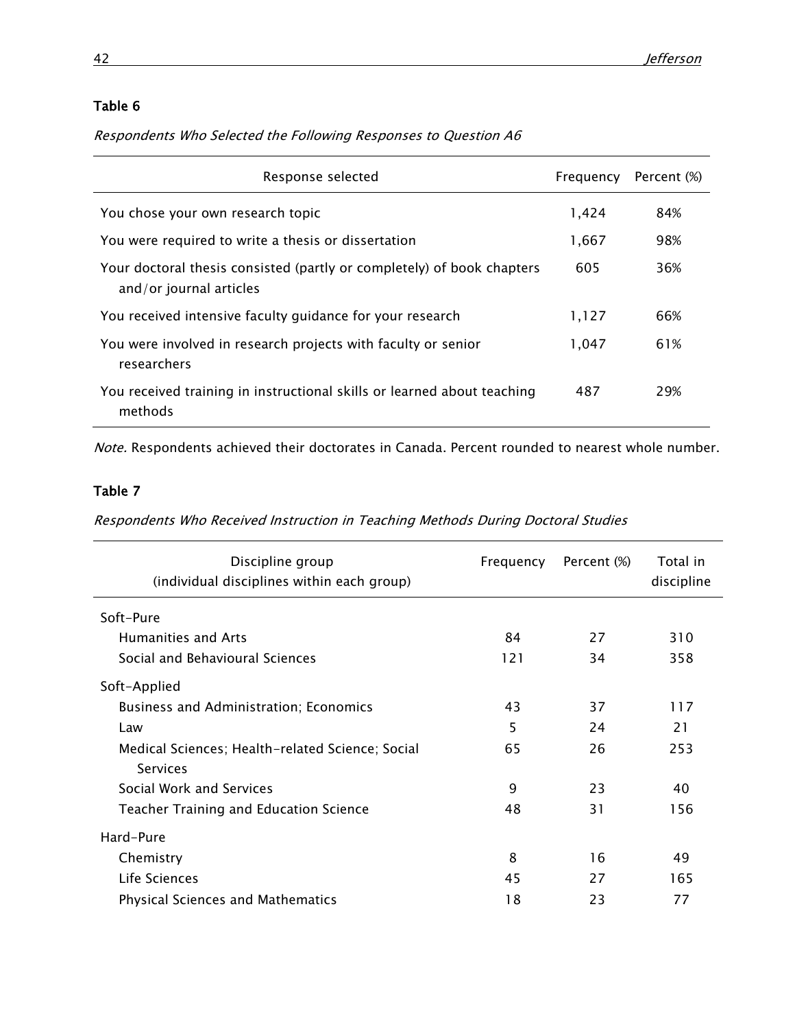**Table 6**

*Respondents Who Selected the Following Responses to Question A6*

| Response selected | Frequency | Percent (%) |
|---|---|---|
| You chose your own research topic | 1,424 | 84% |
| You were required to write a thesis or dissertation | 1,667 | 98% |
| Your doctoral thesis consisted (partly or completely) of book chapters and/or journal articles | 605 | 36% |
| You received intensive faculty guidance for your research | 1,127 | 66% |
| You were involved in research projects with faculty or senior researchers | 1,047 | 61% |
| You received training in instructional skills or learned about teaching methods | 487 | 29% |

*Note.* Respondents achieved their doctorates in Canada. Percent rounded to nearest whole number.

**Table 7**

*Respondents Who Received Instruction in Teaching Methods During Doctoral Studies*

| Discipline group (individual disciplines within each group) | Frequency | Percent (%) | Total in discipline |
|---|---|---|---|
| Soft-Pure | | | |
| Humanities and Arts | 84 | 27 | 310 |
| Social and Behavioural Sciences | 121 | 34 | 358 |
| Soft-Applied | | | |
| Business and Administration; Economics | 43 | 37 | 117 |
| Law | 5 | 24 | 21 |
| Medical Sciences; Health-related Science; Social Services | 65 | 26 | 253 |
| Social Work and Services | 9 | 23 | 40 |
| Teacher Training and Education Science | 48 | 31 | 156 |
| Hard-Pure | | | |
| Chemistry | 8 | 16 | 49 |
| Life Sciences | 45 | 27 | 165 |
| Physical Sciences and Mathematics | 18 | 23 | 77 |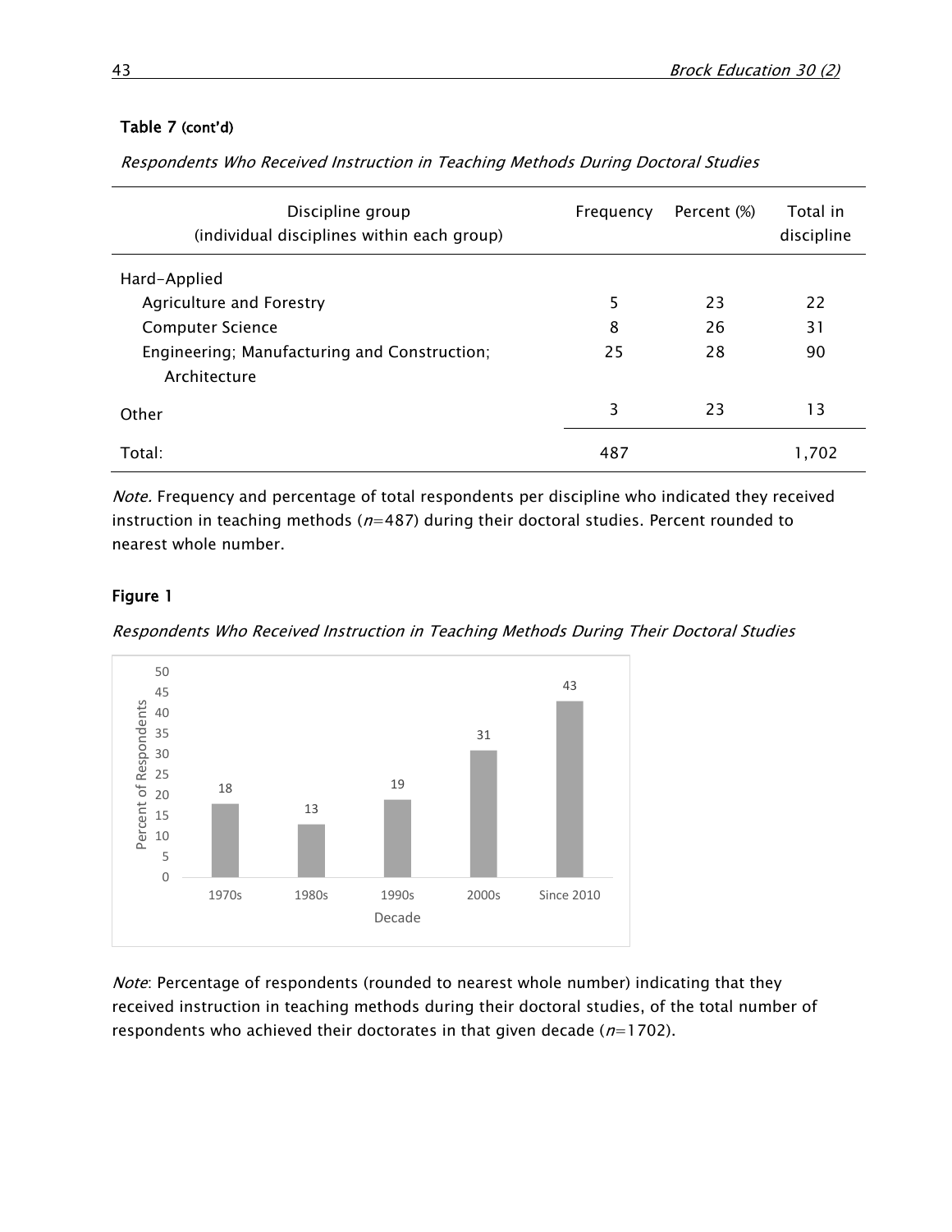**Table 7** (cont'd)

*Respondents Who Received Instruction in Teaching Methods During Doctoral Studies*

| Discipline group (individual disciplines within each group) | Frequency | Percent (%) | Total in discipline |
|---|---|---|---|
| Hard-Applied | | | |
| Agriculture and Forestry | 5 | 23 | 22 |
| Computer Science | 8 | 26 | 31 |
| Engineering; Manufacturing and Construction; Architecture | 25 | 28 | 90 |
| Other | 3 | 23 | 13 |
| Total: | 487 | | 1,702 |

*Note.* Frequency and percentage of total respondents per discipline who indicated they received instruction in teaching methods ($n$=487) during their doctoral studies. Percent rounded to nearest whole number.

**Figure 1**

*Respondents Who Received Instruction in Teaching Methods During Their Doctoral Studies*

*Note*: Percentage of respondents (rounded to nearest whole number) indicating that they received instruction in teaching methods during their doctoral studies, of the total number of respondents who achieved their doctorates in that given decade ($n$=1702).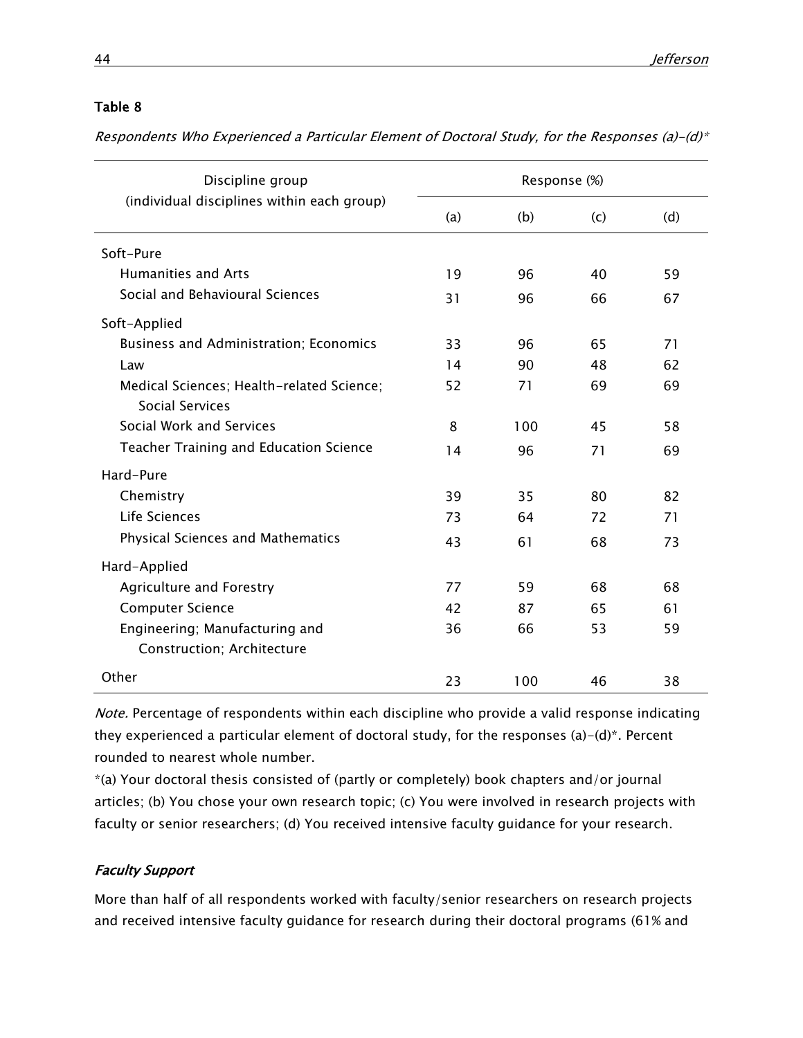**Table 8**

*Respondents Who Experienced a Particular Element of Doctoral Study, for the Responses (a)–(d)**

| Discipline group (individual disciplines within each group) | Response (%) | | | |
|---|---|---|---|---|
| | (a) | (b) | (c) | (d) |
| Soft–Pure | | | | |
| Humanities and Arts | 19 | 96 | 40 | 59 |
| Social and Behavioural Sciences | 31 | 96 | 66 | 67 |
| Soft–Applied | | | | |
| Business and Administration; Economics | 33 | 96 | 65 | 71 |
| Law | 14 | 90 | 48 | 62 |
| Medical Sciences; Health-related Science; Social Services | 52 | 71 | 69 | 69 |
| Social Work and Services | 8 | 100 | 45 | 58 |
| Teacher Training and Education Science | 14 | 96 | 71 | 69 |
| Hard–Pure | | | | |
| Chemistry | 39 | 35 | 80 | 82 |
| Life Sciences | 73 | 64 | 72 | 71 |
| Physical Sciences and Mathematics | 43 | 61 | 68 | 73 |
| Hard–Applied | | | | |
| Agriculture and Forestry | 77 | 59 | 68 | 68 |
| Computer Science | 42 | 87 | 65 | 61 |
| Engineering; Manufacturing and Construction; Architecture | 36 | 66 | 53 | 59 |
| Other | 23 | 100 | 46 | 38 |

*Note.* Percentage of respondents within each discipline who provide a valid response indicating they experienced a particular element of doctoral study, for the responses (a)–(d)*. Percent rounded to nearest whole number.

*(a) Your doctoral thesis consisted of (partly or completely) book chapters and/or journal articles; (b) You chose your own research topic; (c) You were involved in research projects with faculty or senior researchers; (d) You received intensive faculty guidance for your research.

### *Faculty Support*

More than half of all respondents worked with faculty/senior researchers on research projects and received intensive faculty guidance for research during their doctoral programs (61% and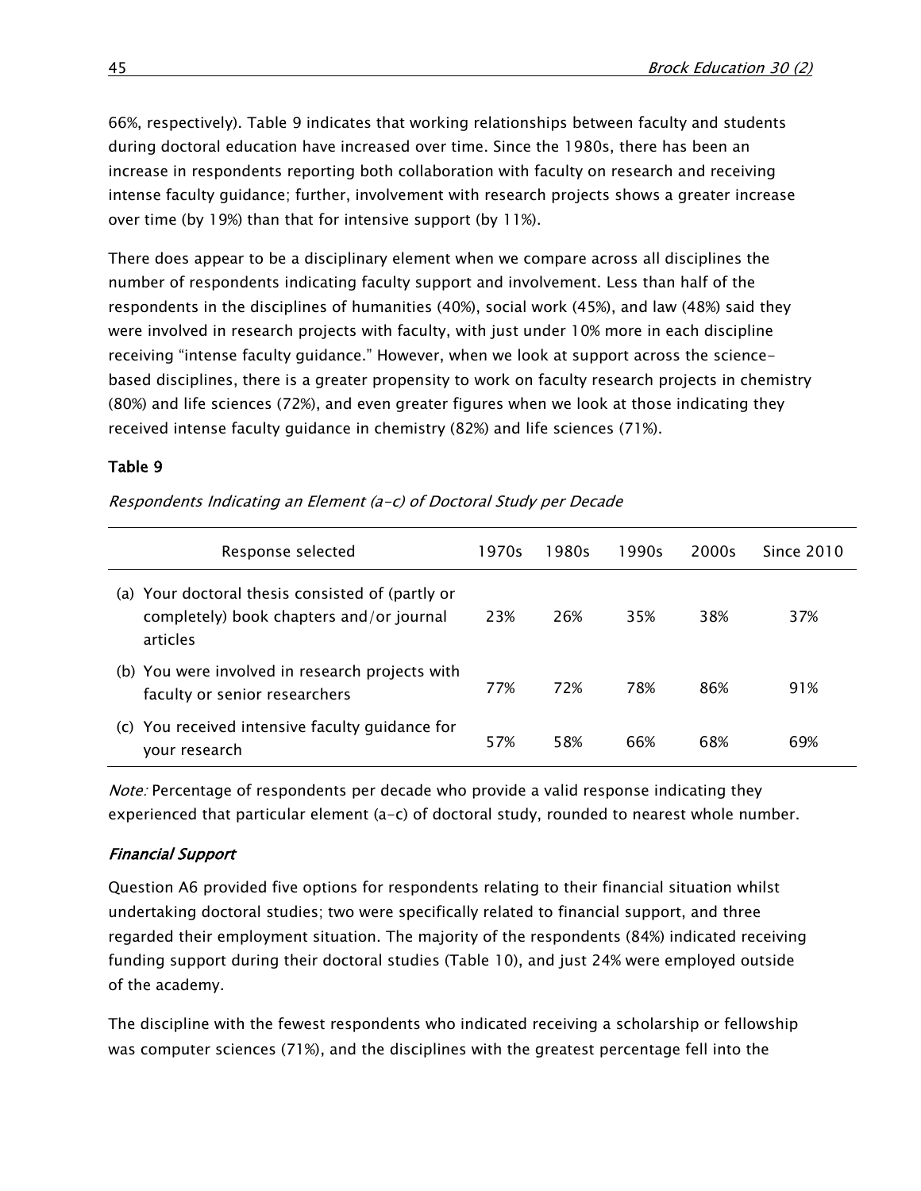66%, respectively). Table 9 indicates that working relationships between faculty and students during doctoral education have increased over time. Since the 1980s, there has been an increase in respondents reporting both collaboration with faculty on research and receiving intense faculty guidance; further, involvement with research projects shows a greater increase over time (by 19%) than that for intensive support (by 11%).

There does appear to be a disciplinary element when we compare across all disciplines the number of respondents indicating faculty support and involvement. Less than half of the respondents in the disciplines of humanities (40%), social work (45%), and law (48%) said they were involved in research projects with faculty, with just under 10% more in each discipline receiving "intense faculty guidance." However, when we look at support across the science-based disciplines, there is a greater propensity to work on faculty research projects in chemistry (80%) and life sciences (72%), and even greater figures when we look at those indicating they received intense faculty guidance in chemistry (82%) and life sciences (71%).

**Table 9**

*Respondents Indicating an Element (a-c) of Doctoral Study per Decade*

| Response selected | 1970s | 1980s | 1990s | 2000s | Since 2010 |
|---|---|---|---|---|---|
| (a) Your doctoral thesis consisted of (partly or completely) book chapters and/or journal articles | 23% | 26% | 35% | 38% | 37% |
| (b) You were involved in research projects with faculty or senior researchers | 77% | 72% | 78% | 86% | 91% |
| (c) You received intensive faculty guidance for your research | 57% | 58% | 66% | 68% | 69% |

*Note:* Percentage of respondents per decade who provide a valid response indicating they experienced that particular element (a-c) of doctoral study, rounded to nearest whole number.

### *Financial Support*

Question A6 provided five options for respondents relating to their financial situation whilst undertaking doctoral studies; two were specifically related to financial support, and three regarded their employment situation. The majority of the respondents (84%) indicated receiving funding support during their doctoral studies (Table 10), and just 24% were employed outside of the academy.

The discipline with the fewest respondents who indicated receiving a scholarship or fellowship was computer sciences (71%), and the disciplines with the greatest percentage fell into the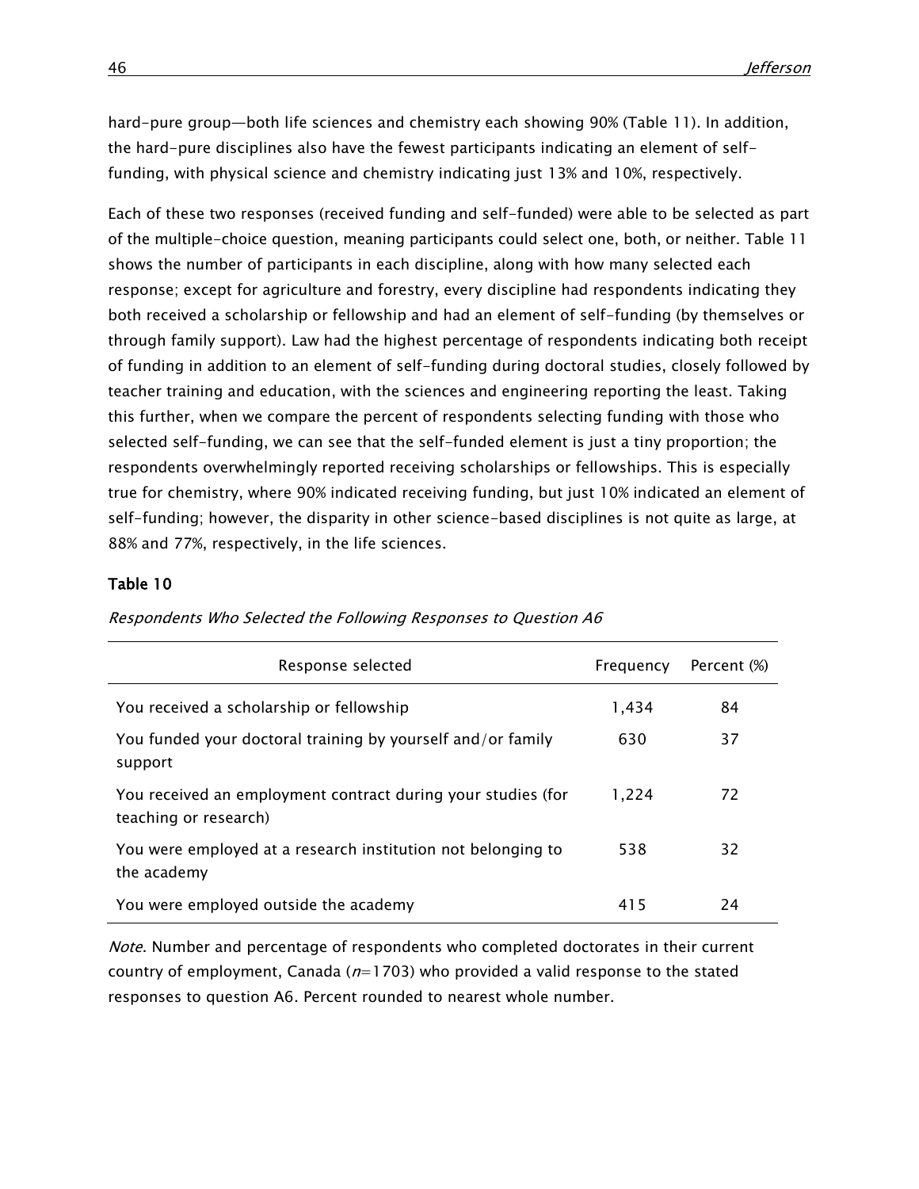hard-pure group—both life sciences and chemistry each showing 90% (Table 11). In addition, the hard-pure disciplines also have the fewest participants indicating an element of self-funding, with physical science and chemistry indicating just 13% and 10%, respectively.

Each of these two responses (received funding and self-funded) were able to be selected as part of the multiple-choice question, meaning participants could select one, both, or neither. Table 11 shows the number of participants in each discipline, along with how many selected each response; except for agriculture and forestry, every discipline had respondents indicating they both received a scholarship or fellowship and had an element of self-funding (by themselves or through family support). Law had the highest percentage of respondents indicating both receipt of funding in addition to an element of self-funding during doctoral studies, closely followed by teacher training and education, with the sciences and engineering reporting the least. Taking this further, when we compare the percent of respondents selecting funding with those who selected self-funding, we can see that the self-funded element is just a tiny proportion; the respondents overwhelmingly reported receiving scholarships or fellowships. This is especially true for chemistry, where 90% indicated receiving funding, but just 10% indicated an element of self-funding; however, the disparity in other science-based disciplines is not quite as large, at 88% and 77%, respectively, in the life sciences.

**Table 10**

*Respondents Who Selected the Following Responses to Question A6*

| Response selected | Frequency | Percent (%) |
|---|---|---|
| You received a scholarship or fellowship | 1,434 | 84 |
| You funded your doctoral training by yourself and/or family support | 630 | 37 |
| You received an employment contract during your studies (for teaching or research) | 1,224 | 72 |
| You were employed at a research institution not belonging to the academy | 538 | 32 |
| You were employed outside the academy | 415 | 24 |

*Note*. Number and percentage of respondents who completed doctorates in their current country of employment, Canada ($n$=1703) who provided a valid response to the stated responses to question A6. Percent rounded to nearest whole number.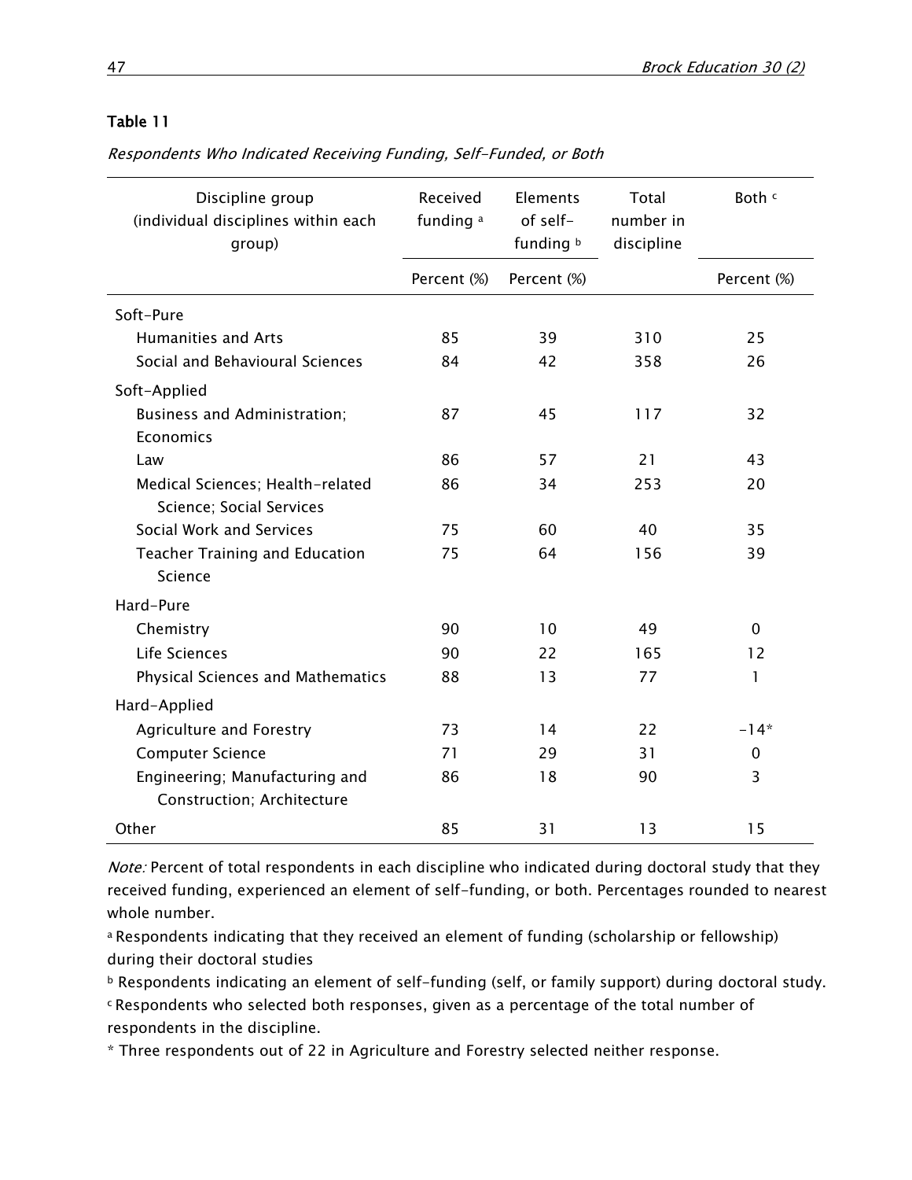**Table 11**

*Respondents Who Indicated Receiving Funding, Self-Funded, or Both*

| Discipline group (individual disciplines within each group) | Received funding [a] | Elements of self-funding [b] | Total number in discipline | Both [c] |
|---|---|---|---|---|
| | Percent (%) | Percent (%) | | Percent (%) |
| Soft-Pure | | | | |
| Humanities and Arts | 85 | 39 | 310 | 25 |
| Social and Behavioural Sciences | 84 | 42 | 358 | 26 |
| Soft-Applied | | | | |
| Business and Administration; Economics | 87 | 45 | 117 | 32 |
| Law | 86 | 57 | 21 | 43 |
| Medical Sciences; Health-related Science; Social Services | 86 | 34 | 253 | 20 |
| Social Work and Services | 75 | 60 | 40 | 35 |
| Teacher Training and Education Science | 75 | 64 | 156 | 39 |
| Hard-Pure | | | | |
| Chemistry | 90 | 10 | 49 | 0 |
| Life Sciences | 90 | 22 | 165 | 12 |
| Physical Sciences and Mathematics | 88 | 13 | 77 | 1 |
| Hard-Applied | | | | |
| Agriculture and Forestry | 73 | 14 | 22 | -14* |
| Computer Science | 71 | 29 | 31 | 0 |
| Engineering; Manufacturing and Construction; Architecture | 86 | 18 | 90 | 3 |
| Other | 85 | 31 | 13 | 15 |

*Note:* Percent of total respondents in each discipline who indicated during doctoral study that they received funding, experienced an element of self-funding, or both. Percentages rounded to nearest whole number.

[a] Respondents indicating that they received an element of funding (scholarship or fellowship) during their doctoral studies

[b] Respondents indicating an element of self-funding (self, or family support) during doctoral study.

[c] Respondents who selected both responses, given as a percentage of the total number of respondents in the discipline.

* Three respondents out of 22 in Agriculture and Forestry selected neither response.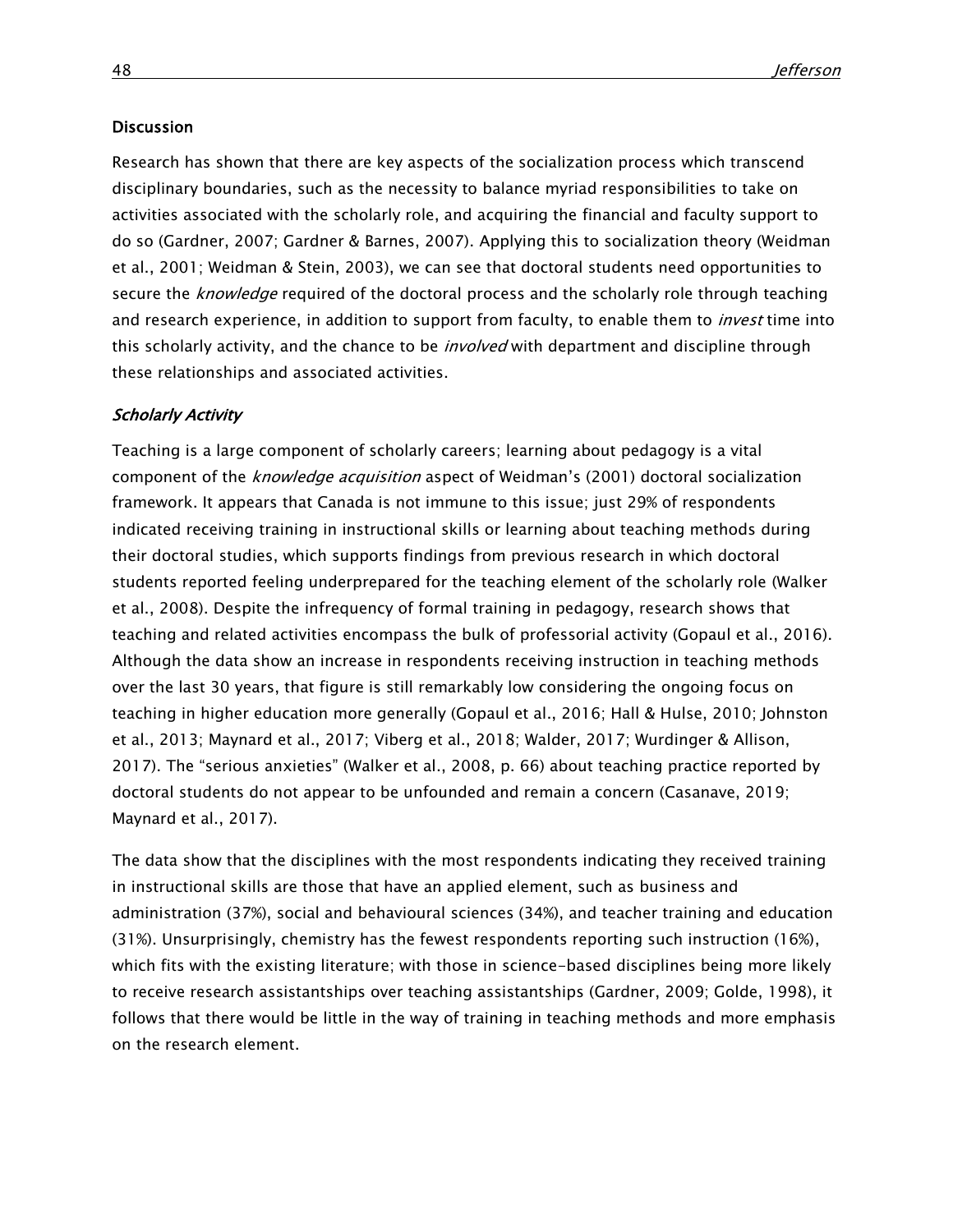## Discussion

Research has shown that there are key aspects of the socialization process which transcend disciplinary boundaries, such as the necessity to balance myriad responsibilities to take on activities associated with the scholarly role, and acquiring the financial and faculty support to do so (Gardner, 2007; Gardner & Barnes, 2007). Applying this to socialization theory (Weidman et al., 2001; Weidman & Stein, 2003), we can see that doctoral students need opportunities to secure the *knowledge* required of the doctoral process and the scholarly role through teaching and research experience, in addition to support from faculty, to enable them to *invest* time into this scholarly activity, and the chance to be *involved* with department and discipline through these relationships and associated activities.

### *Scholarly Activity*

Teaching is a large component of scholarly careers; learning about pedagogy is a vital component of the *knowledge acquisition* aspect of Weidman's (2001) doctoral socialization framework. It appears that Canada is not immune to this issue; just 29% of respondents indicated receiving training in instructional skills or learning about teaching methods during their doctoral studies, which supports findings from previous research in which doctoral students reported feeling underprepared for the teaching element of the scholarly role (Walker et al., 2008). Despite the infrequency of formal training in pedagogy, research shows that teaching and related activities encompass the bulk of professorial activity (Gopaul et al., 2016). Although the data show an increase in respondents receiving instruction in teaching methods over the last 30 years, that figure is still remarkably low considering the ongoing focus on teaching in higher education more generally (Gopaul et al., 2016; Hall & Hulse, 2010; Johnston et al., 2013; Maynard et al., 2017; Viberg et al., 2018; Walder, 2017; Wurdinger & Allison, 2017). The "serious anxieties" (Walker et al., 2008, p. 66) about teaching practice reported by doctoral students do not appear to be unfounded and remain a concern (Casanave, 2019; Maynard et al., 2017).

The data show that the disciplines with the most respondents indicating they received training in instructional skills are those that have an applied element, such as business and administration (37%), social and behavioural sciences (34%), and teacher training and education (31%). Unsurprisingly, chemistry has the fewest respondents reporting such instruction (16%), which fits with the existing literature; with those in science-based disciplines being more likely to receive research assistantships over teaching assistantships (Gardner, 2009; Golde, 1998), it follows that there would be little in the way of training in teaching methods and more emphasis on the research element.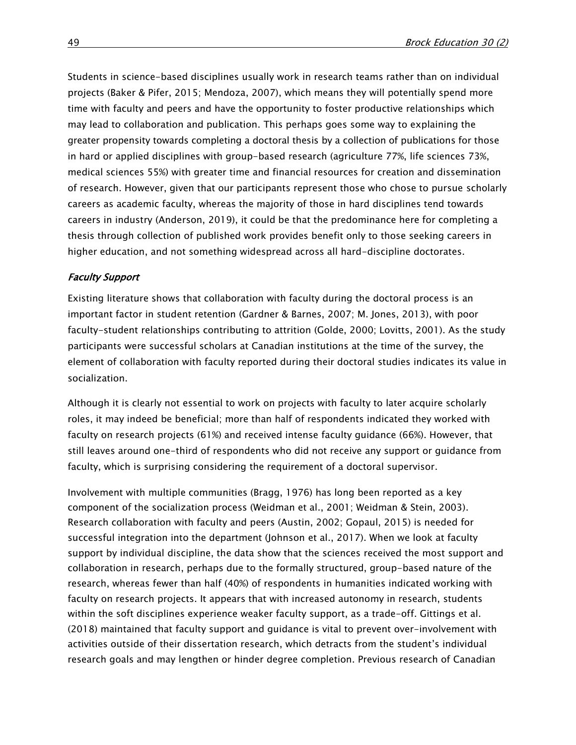Students in science-based disciplines usually work in research teams rather than on individual projects (Baker & Pifer, 2015; Mendoza, 2007), which means they will potentially spend more time with faculty and peers and have the opportunity to foster productive relationships which may lead to collaboration and publication. This perhaps goes some way to explaining the greater propensity towards completing a doctoral thesis by a collection of publications for those in hard or applied disciplines with group-based research (agriculture 77%, life sciences 73%, medical sciences 55%) with greater time and financial resources for creation and dissemination of research. However, given that our participants represent those who chose to pursue scholarly careers as academic faculty, whereas the majority of those in hard disciplines tend towards careers in industry (Anderson, 2019), it could be that the predominance here for completing a thesis through collection of published work provides benefit only to those seeking careers in higher education, and not something widespread across all hard-discipline doctorates.

### *Faculty Support*

Existing literature shows that collaboration with faculty during the doctoral process is an important factor in student retention (Gardner & Barnes, 2007; M. Jones, 2013), with poor faculty-student relationships contributing to attrition (Golde, 2000; Lovitts, 2001). As the study participants were successful scholars at Canadian institutions at the time of the survey, the element of collaboration with faculty reported during their doctoral studies indicates its value in socialization.

Although it is clearly not essential to work on projects with faculty to later acquire scholarly roles, it may indeed be beneficial; more than half of respondents indicated they worked with faculty on research projects (61%) and received intense faculty guidance (66%). However, that still leaves around one-third of respondents who did not receive any support or guidance from faculty, which is surprising considering the requirement of a doctoral supervisor.

Involvement with multiple communities (Bragg, 1976) has long been reported as a key component of the socialization process (Weidman et al., 2001; Weidman & Stein, 2003). Research collaboration with faculty and peers (Austin, 2002; Gopaul, 2015) is needed for successful integration into the department (Johnson et al., 2017). When we look at faculty support by individual discipline, the data show that the sciences received the most support and collaboration in research, perhaps due to the formally structured, group-based nature of the research, whereas fewer than half (40%) of respondents in humanities indicated working with faculty on research projects. It appears that with increased autonomy in research, students within the soft disciplines experience weaker faculty support, as a trade-off. Gittings et al. (2018) maintained that faculty support and guidance is vital to prevent over-involvement with activities outside of their dissertation research, which detracts from the student's individual research goals and may lengthen or hinder degree completion. Previous research of Canadian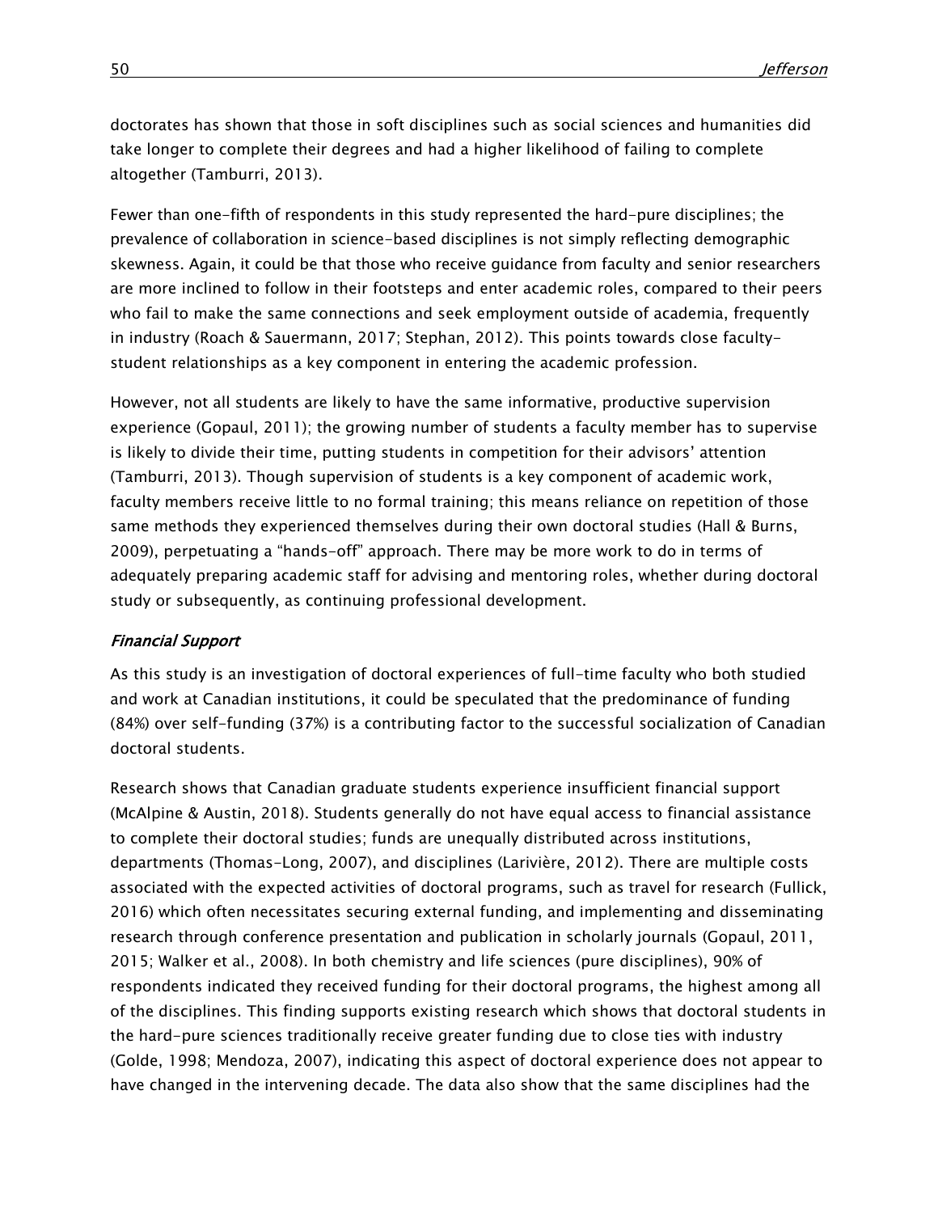doctorates has shown that those in soft disciplines such as social sciences and humanities did take longer to complete their degrees and had a higher likelihood of failing to complete altogether (Tamburri, 2013).

Fewer than one-fifth of respondents in this study represented the hard-pure disciplines; the prevalence of collaboration in science-based disciplines is not simply reflecting demographic skewness. Again, it could be that those who receive guidance from faculty and senior researchers are more inclined to follow in their footsteps and enter academic roles, compared to their peers who fail to make the same connections and seek employment outside of academia, frequently in industry (Roach & Sauermann, 2017; Stephan, 2012). This points towards close faculty-student relationships as a key component in entering the academic profession.

However, not all students are likely to have the same informative, productive supervision experience (Gopaul, 2011); the growing number of students a faculty member has to supervise is likely to divide their time, putting students in competition for their advisors' attention (Tamburri, 2013). Though supervision of students is a key component of academic work, faculty members receive little to no formal training; this means reliance on repetition of those same methods they experienced themselves during their own doctoral studies (Hall & Burns, 2009), perpetuating a "hands-off" approach. There may be more work to do in terms of adequately preparing academic staff for advising and mentoring roles, whether during doctoral study or subsequently, as continuing professional development.

### *Financial Support*

As this study is an investigation of doctoral experiences of full-time faculty who both studied and work at Canadian institutions, it could be speculated that the predominance of funding (84%) over self-funding (37%) is a contributing factor to the successful socialization of Canadian doctoral students.

Research shows that Canadian graduate students experience insufficient financial support (McAlpine & Austin, 2018). Students generally do not have equal access to financial assistance to complete their doctoral studies; funds are unequally distributed across institutions, departments (Thomas-Long, 2007), and disciplines (Larivière, 2012). There are multiple costs associated with the expected activities of doctoral programs, such as travel for research (Fullick, 2016) which often necessitates securing external funding, and implementing and disseminating research through conference presentation and publication in scholarly journals (Gopaul, 2011, 2015; Walker et al., 2008). In both chemistry and life sciences (pure disciplines), 90% of respondents indicated they received funding for their doctoral programs, the highest among all of the disciplines. This finding supports existing research which shows that doctoral students in the hard-pure sciences traditionally receive greater funding due to close ties with industry (Golde, 1998; Mendoza, 2007), indicating this aspect of doctoral experience does not appear to have changed in the intervening decade. The data also show that the same disciplines had the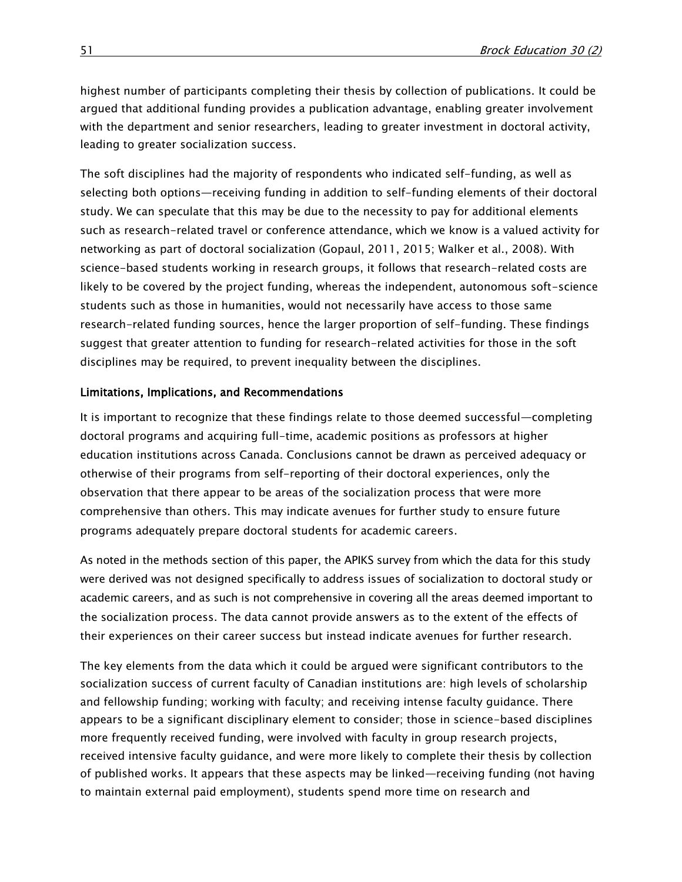highest number of participants completing their thesis by collection of publications. It could be argued that additional funding provides a publication advantage, enabling greater involvement with the department and senior researchers, leading to greater investment in doctoral activity, leading to greater socialization success.

The soft disciplines had the majority of respondents who indicated self-funding, as well as selecting both options—receiving funding in addition to self-funding elements of their doctoral study. We can speculate that this may be due to the necessity to pay for additional elements such as research-related travel or conference attendance, which we know is a valued activity for networking as part of doctoral socialization (Gopaul, 2011, 2015; Walker et al., 2008). With science-based students working in research groups, it follows that research-related costs are likely to be covered by the project funding, whereas the independent, autonomous soft-science students such as those in humanities, would not necessarily have access to those same research-related funding sources, hence the larger proportion of self-funding. These findings suggest that greater attention to funding for research-related activities for those in the soft disciplines may be required, to prevent inequality between the disciplines.

### Limitations, Implications, and Recommendations

It is important to recognize that these findings relate to those deemed successful—completing doctoral programs and acquiring full-time, academic positions as professors at higher education institutions across Canada. Conclusions cannot be drawn as perceived adequacy or otherwise of their programs from self-reporting of their doctoral experiences, only the observation that there appear to be areas of the socialization process that were more comprehensive than others. This may indicate avenues for further study to ensure future programs adequately prepare doctoral students for academic careers.

As noted in the methods section of this paper, the APIKS survey from which the data for this study were derived was not designed specifically to address issues of socialization to doctoral study or academic careers, and as such is not comprehensive in covering all the areas deemed important to the socialization process. The data cannot provide answers as to the extent of the effects of their experiences on their career success but instead indicate avenues for further research.

The key elements from the data which it could be argued were significant contributors to the socialization success of current faculty of Canadian institutions are: high levels of scholarship and fellowship funding; working with faculty; and receiving intense faculty guidance. There appears to be a significant disciplinary element to consider; those in science-based disciplines more frequently received funding, were involved with faculty in group research projects, received intensive faculty guidance, and were more likely to complete their thesis by collection of published works. It appears that these aspects may be linked—receiving funding (not having to maintain external paid employment), students spend more time on research and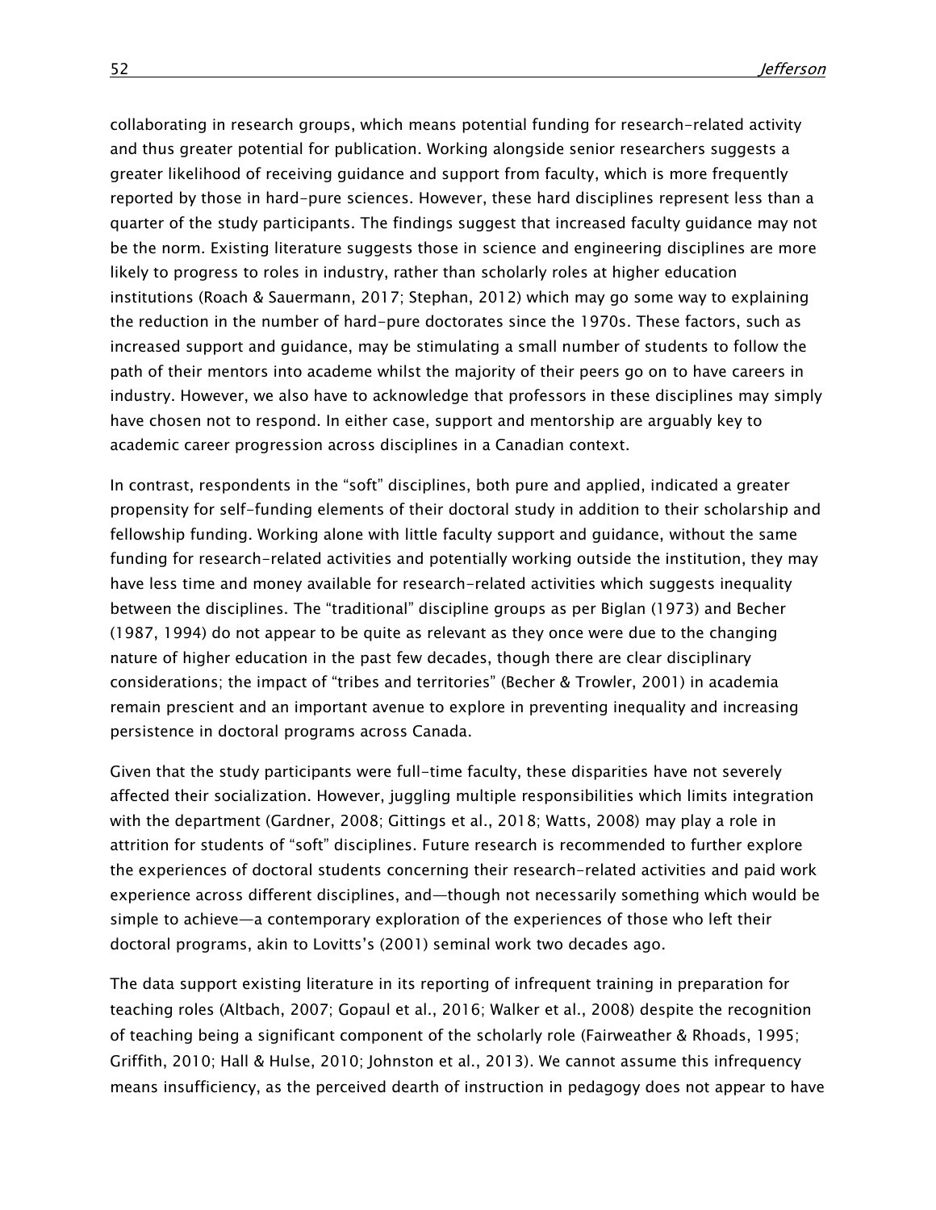collaborating in research groups, which means potential funding for research-related activity and thus greater potential for publication. Working alongside senior researchers suggests a greater likelihood of receiving guidance and support from faculty, which is more frequently reported by those in hard-pure sciences. However, these hard disciplines represent less than a quarter of the study participants. The findings suggest that increased faculty guidance may not be the norm. Existing literature suggests those in science and engineering disciplines are more likely to progress to roles in industry, rather than scholarly roles at higher education institutions (Roach & Sauermann, 2017; Stephan, 2012) which may go some way to explaining the reduction in the number of hard-pure doctorates since the 1970s. These factors, such as increased support and guidance, may be stimulating a small number of students to follow the path of their mentors into academe whilst the majority of their peers go on to have careers in industry. However, we also have to acknowledge that professors in these disciplines may simply have chosen not to respond. In either case, support and mentorship are arguably key to academic career progression across disciplines in a Canadian context.

In contrast, respondents in the "soft" disciplines, both pure and applied, indicated a greater propensity for self-funding elements of their doctoral study in addition to their scholarship and fellowship funding. Working alone with little faculty support and guidance, without the same funding for research-related activities and potentially working outside the institution, they may have less time and money available for research-related activities which suggests inequality between the disciplines. The "traditional" discipline groups as per Biglan (1973) and Becher (1987, 1994) do not appear to be quite as relevant as they once were due to the changing nature of higher education in the past few decades, though there are clear disciplinary considerations; the impact of "tribes and territories" (Becher & Trowler, 2001) in academia remain prescient and an important avenue to explore in preventing inequality and increasing persistence in doctoral programs across Canada.

Given that the study participants were full-time faculty, these disparities have not severely affected their socialization. However, juggling multiple responsibilities which limits integration with the department (Gardner, 2008; Gittings et al., 2018; Watts, 2008) may play a role in attrition for students of "soft" disciplines. Future research is recommended to further explore the experiences of doctoral students concerning their research-related activities and paid work experience across different disciplines, and—though not necessarily something which would be simple to achieve—a contemporary exploration of the experiences of those who left their doctoral programs, akin to Lovitts's (2001) seminal work two decades ago.

The data support existing literature in its reporting of infrequent training in preparation for teaching roles (Altbach, 2007; Gopaul et al., 2016; Walker et al., 2008) despite the recognition of teaching being a significant component of the scholarly role (Fairweather & Rhoads, 1995; Griffith, 2010; Hall & Hulse, 2010; Johnston et al., 2013). We cannot assume this infrequency means insufficiency, as the perceived dearth of instruction in pedagogy does not appear to have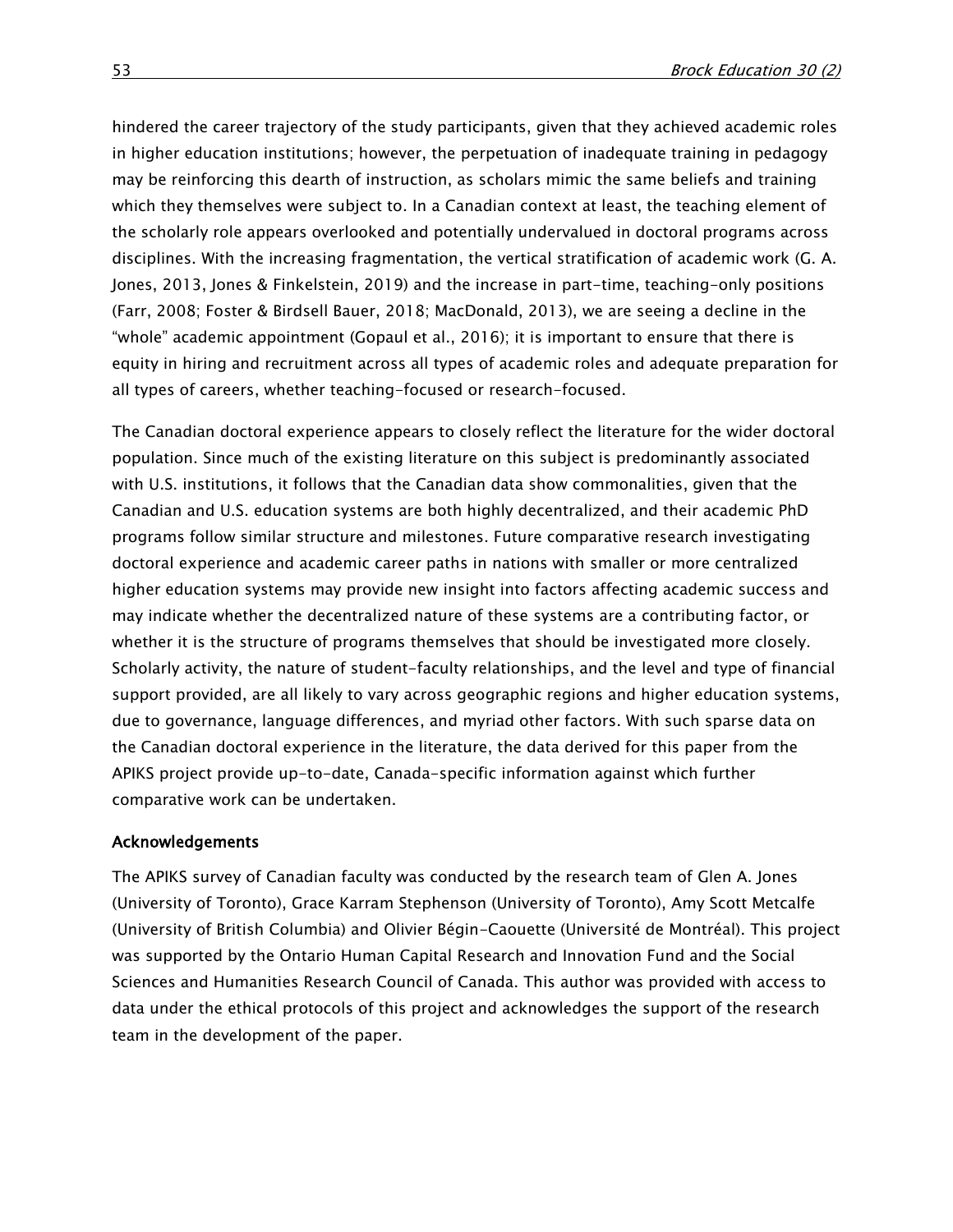hindered the career trajectory of the study participants, given that they achieved academic roles in higher education institutions; however, the perpetuation of inadequate training in pedagogy may be reinforcing this dearth of instruction, as scholars mimic the same beliefs and training which they themselves were subject to. In a Canadian context at least, the teaching element of the scholarly role appears overlooked and potentially undervalued in doctoral programs across disciplines. With the increasing fragmentation, the vertical stratification of academic work (G. A. Jones, 2013, Jones & Finkelstein, 2019) and the increase in part-time, teaching-only positions (Farr, 2008; Foster & Birdsell Bauer, 2018; MacDonald, 2013), we are seeing a decline in the "whole" academic appointment (Gopaul et al., 2016); it is important to ensure that there is equity in hiring and recruitment across all types of academic roles and adequate preparation for all types of careers, whether teaching-focused or research-focused.

The Canadian doctoral experience appears to closely reflect the literature for the wider doctoral population. Since much of the existing literature on this subject is predominantly associated with U.S. institutions, it follows that the Canadian data show commonalities, given that the Canadian and U.S. education systems are both highly decentralized, and their academic PhD programs follow similar structure and milestones. Future comparative research investigating doctoral experience and academic career paths in nations with smaller or more centralized higher education systems may provide new insight into factors affecting academic success and may indicate whether the decentralized nature of these systems are a contributing factor, or whether it is the structure of programs themselves that should be investigated more closely. Scholarly activity, the nature of student-faculty relationships, and the level and type of financial support provided, are all likely to vary across geographic regions and higher education systems, due to governance, language differences, and myriad other factors. With such sparse data on the Canadian doctoral experience in the literature, the data derived for this paper from the APIKS project provide up-to-date, Canada-specific information against which further comparative work can be undertaken.

## Acknowledgements

The APIKS survey of Canadian faculty was conducted by the research team of Glen A. Jones (University of Toronto), Grace Karram Stephenson (University of Toronto), Amy Scott Metcalfe (University of British Columbia) and Olivier Bégin-Caouette (Université de Montréal). This project was supported by the Ontario Human Capital Research and Innovation Fund and the Social Sciences and Humanities Research Council of Canada. This author was provided with access to data under the ethical protocols of this project and acknowledges the support of the research team in the development of the paper.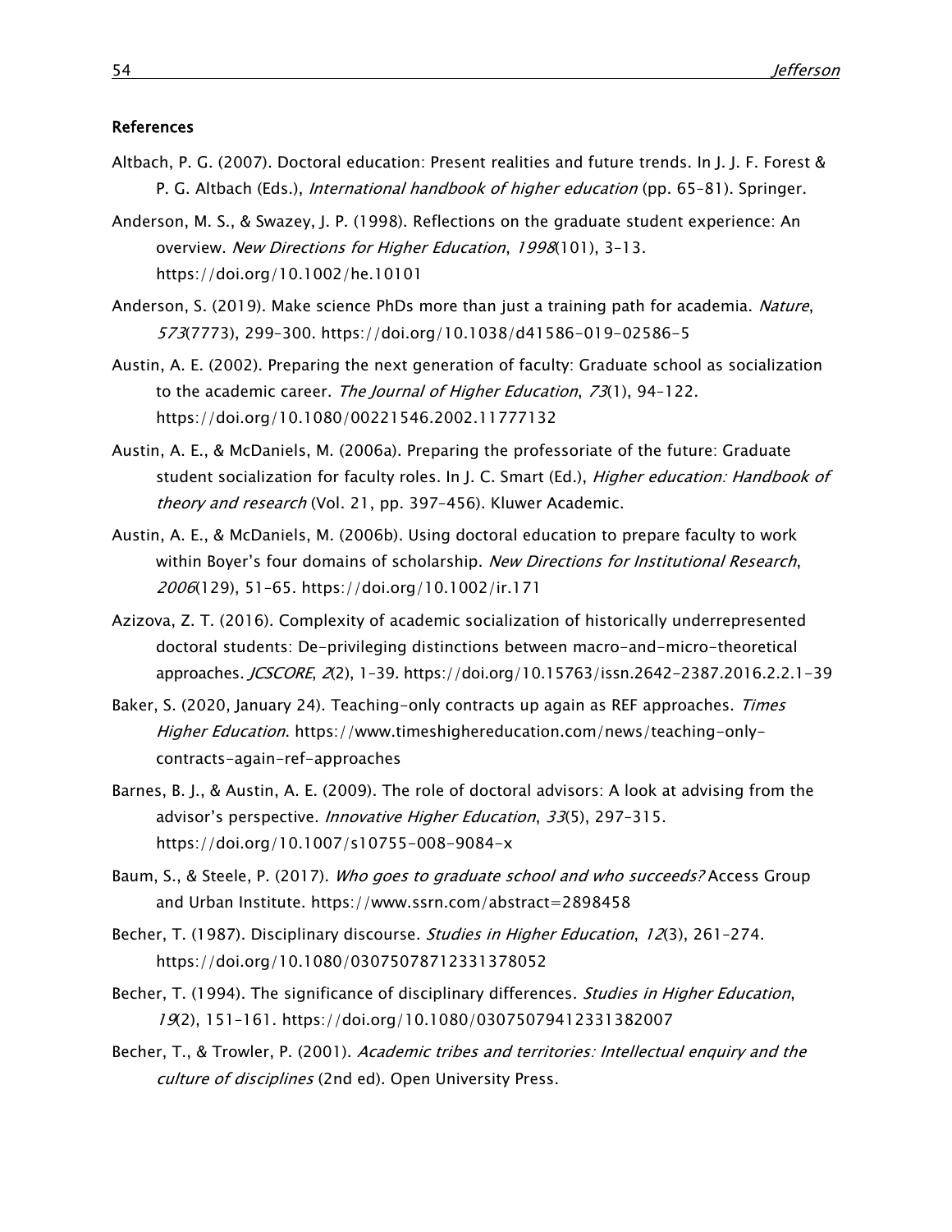## References

Altbach, P. G. (2007). Doctoral education: Present realities and future trends. In J. J. F. Forest & P. G. Altbach (Eds.), *International handbook of higher education* (pp. 65–81). Springer.

Anderson, M. S., & Swazey, J. P. (1998). Reflections on the graduate student experience: An overview. *New Directions for Higher Education*, *1998*(101), 3–13. https://doi.org/10.1002/he.10101

Anderson, S. (2019). Make science PhDs more than just a training path for academia. *Nature*, *573*(7773), 299–300. https://doi.org/10.1038/d41586-019-02586-5

Austin, A. E. (2002). Preparing the next generation of faculty: Graduate school as socialization to the academic career. *The Journal of Higher Education*, *73*(1), 94–122. https://doi.org/10.1080/00221546.2002.11777132

Austin, A. E., & McDaniels, M. (2006a). Preparing the professoriate of the future: Graduate student socialization for faculty roles. In J. C. Smart (Ed.), *Higher education: Handbook of theory and research* (Vol. 21, pp. 397–456). Kluwer Academic.

Austin, A. E., & McDaniels, M. (2006b). Using doctoral education to prepare faculty to work within Boyer's four domains of scholarship. *New Directions for Institutional Research*, *2006*(129), 51–65. https://doi.org/10.1002/ir.171

Azizova, Z. T. (2016). Complexity of academic socialization of historically underrepresented doctoral students: De-privileging distinctions between macro-and-micro-theoretical approaches. *JCSCORE*, *2*(2), 1–39. https://doi.org/10.15763/issn.2642-2387.2016.2.2.1-39

Baker, S. (2020, January 24). Teaching-only contracts up again as REF approaches. *Times Higher Education*. https://www.timeshighereducation.com/news/teaching-only-contracts-again-ref-approaches

Barnes, B. J., & Austin, A. E. (2009). The role of doctoral advisors: A look at advising from the advisor's perspective. *Innovative Higher Education*, *33*(5), 297–315. https://doi.org/10.1007/s10755-008-9084-x

Baum, S., & Steele, P. (2017). *Who goes to graduate school and who succeeds?* Access Group and Urban Institute. https://www.ssrn.com/abstract=2898458

Becher, T. (1987). Disciplinary discourse. *Studies in Higher Education*, *12*(3), 261–274. https://doi.org/10.1080/03075078712331378052

Becher, T. (1994). The significance of disciplinary differences. *Studies in Higher Education*, *19*(2), 151–161. https://doi.org/10.1080/03075079412331382007

Becher, T., & Trowler, P. (2001). *Academic tribes and territories: Intellectual enquiry and the culture of disciplines* (2nd ed). Open University Press.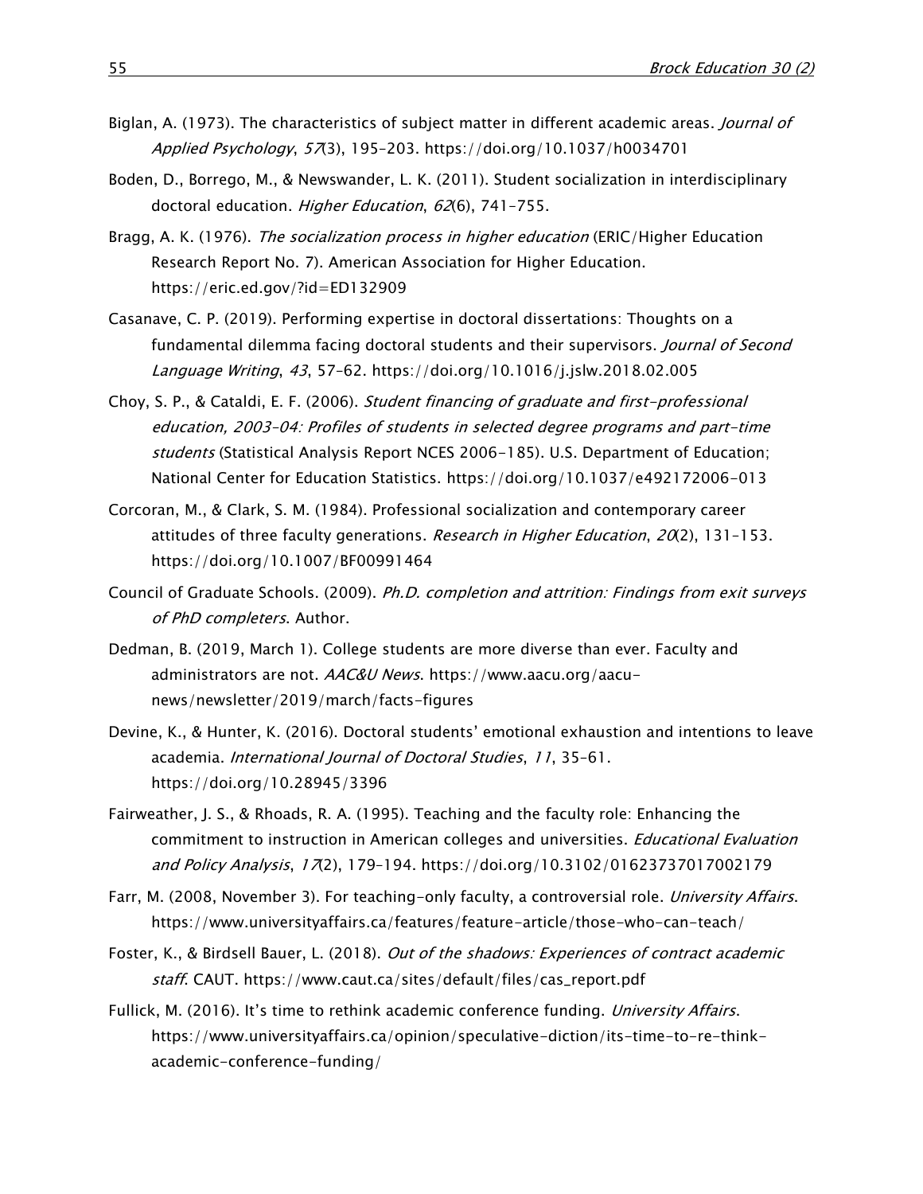Biglan, A. (1973). The characteristics of subject matter in different academic areas. *Journal of Applied Psychology*, *57*(3), 195–203. https://doi.org/10.1037/h0034701

Boden, D., Borrego, M., & Newswander, L. K. (2011). Student socialization in interdisciplinary doctoral education. *Higher Education*, *62*(6), 741–755.

Bragg, A. K. (1976). *The socialization process in higher education* (ERIC/Higher Education Research Report No. 7). American Association for Higher Education. https://eric.ed.gov/?id=ED132909

Casanave, C. P. (2019). Performing expertise in doctoral dissertations: Thoughts on a fundamental dilemma facing doctoral students and their supervisors. *Journal of Second Language Writing*, *43*, 57–62. https://doi.org/10.1016/j.jslw.2018.02.005

Choy, S. P., & Cataldi, E. F. (2006). *Student financing of graduate and first-professional education, 2003–04: Profiles of students in selected degree programs and part-time students* (Statistical Analysis Report NCES 2006-185). U.S. Department of Education; National Center for Education Statistics. https://doi.org/10.1037/e492172006-013

Corcoran, M., & Clark, S. M. (1984). Professional socialization and contemporary career attitudes of three faculty generations. *Research in Higher Education*, *20*(2), 131–153. https://doi.org/10.1007/BF00991464

Council of Graduate Schools. (2009). *Ph.D. completion and attrition: Findings from exit surveys of PhD completers*. Author.

Dedman, B. (2019, March 1). College students are more diverse than ever. Faculty and administrators are not. *AAC&U News*. https://www.aacu.org/aacu-news/newsletter/2019/march/facts-figures

Devine, K., & Hunter, K. (2016). Doctoral students' emotional exhaustion and intentions to leave academia. *International Journal of Doctoral Studies*, *11*, 35–61. https://doi.org/10.28945/3396

Fairweather, J. S., & Rhoads, R. A. (1995). Teaching and the faculty role: Enhancing the commitment to instruction in American colleges and universities. *Educational Evaluation and Policy Analysis*, *17*(2), 179–194. https://doi.org/10.3102/01623737017002179

Farr, M. (2008, November 3). For teaching-only faculty, a controversial role. *University Affairs*. https://www.universityaffairs.ca/features/feature-article/those-who-can-teach/

Foster, K., & Birdsell Bauer, L. (2018). *Out of the shadows: Experiences of contract academic staff*. CAUT. https://www.caut.ca/sites/default/files/cas_report.pdf

Fullick, M. (2016). It's time to rethink academic conference funding. *University Affairs*. https://www.universityaffairs.ca/opinion/speculative-diction/its-time-to-re-think-academic-conference-funding/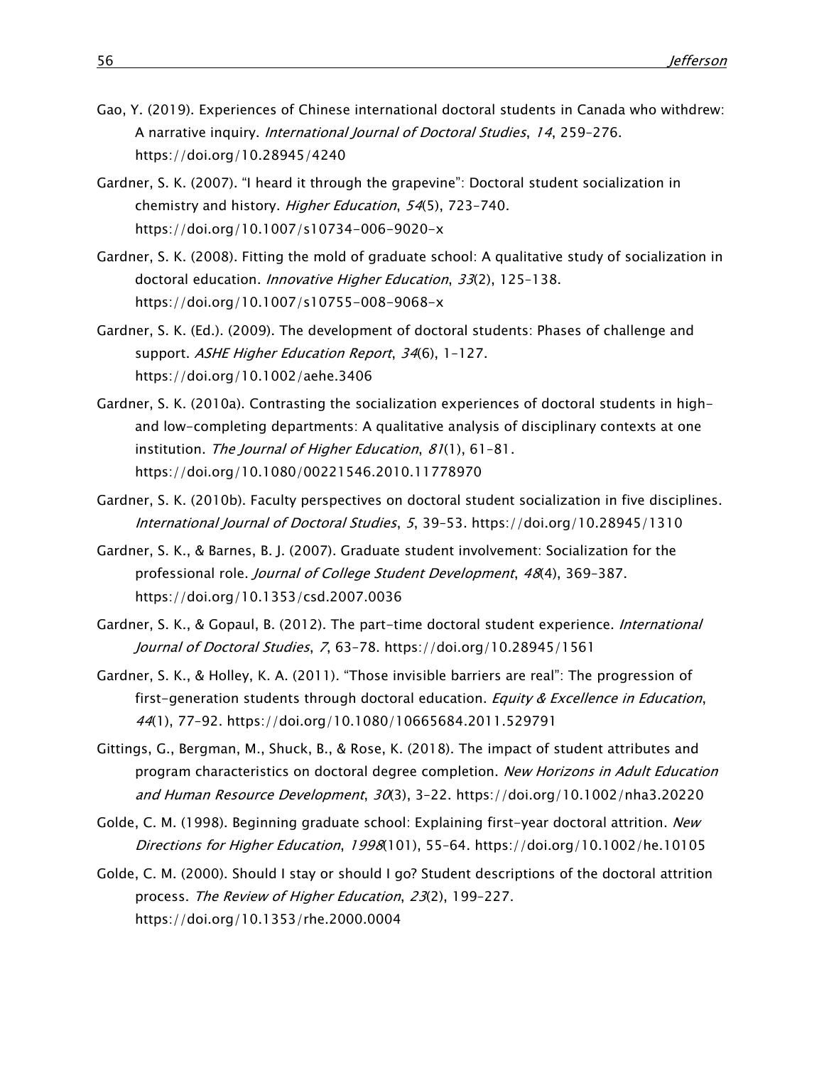Gao, Y. (2019). Experiences of Chinese international doctoral students in Canada who withdrew: A narrative inquiry. *International Journal of Doctoral Studies*, *14*, 259–276. https://doi.org/10.28945/4240

Gardner, S. K. (2007). "I heard it through the grapevine": Doctoral student socialization in chemistry and history. *Higher Education*, *54*(5), 723–740. https://doi.org/10.1007/s10734-006-9020-x

Gardner, S. K. (2008). Fitting the mold of graduate school: A qualitative study of socialization in doctoral education. *Innovative Higher Education*, *33*(2), 125–138. https://doi.org/10.1007/s10755-008-9068-x

Gardner, S. K. (Ed.). (2009). The development of doctoral students: Phases of challenge and support. *ASHE Higher Education Report*, *34*(6), 1–127. https://doi.org/10.1002/aehe.3406

Gardner, S. K. (2010a). Contrasting the socialization experiences of doctoral students in high- and low-completing departments: A qualitative analysis of disciplinary contexts at one institution. *The Journal of Higher Education*, *81*(1), 61–81. https://doi.org/10.1080/00221546.2010.11778970

Gardner, S. K. (2010b). Faculty perspectives on doctoral student socialization in five disciplines. *International Journal of Doctoral Studies*, *5*, 39–53. https://doi.org/10.28945/1310

Gardner, S. K., & Barnes, B. J. (2007). Graduate student involvement: Socialization for the professional role. *Journal of College Student Development*, *48*(4), 369–387. https://doi.org/10.1353/csd.2007.0036

Gardner, S. K., & Gopaul, B. (2012). The part-time doctoral student experience. *International Journal of Doctoral Studies*, *7*, 63–78. https://doi.org/10.28945/1561

Gardner, S. K., & Holley, K. A. (2011). "Those invisible barriers are real": The progression of first-generation students through doctoral education. *Equity & Excellence in Education*, *44*(1), 77–92. https://doi.org/10.1080/10665684.2011.529791

Gittings, G., Bergman, M., Shuck, B., & Rose, K. (2018). The impact of student attributes and program characteristics on doctoral degree completion. *New Horizons in Adult Education and Human Resource Development*, *30*(3), 3–22. https://doi.org/10.1002/nha3.20220

Golde, C. M. (1998). Beginning graduate school: Explaining first-year doctoral attrition. *New Directions for Higher Education*, *1998*(101), 55–64. https://doi.org/10.1002/he.10105

Golde, C. M. (2000). Should I stay or should I go? Student descriptions of the doctoral attrition process. *The Review of Higher Education*, *23*(2), 199–227. https://doi.org/10.1353/rhe.2000.0004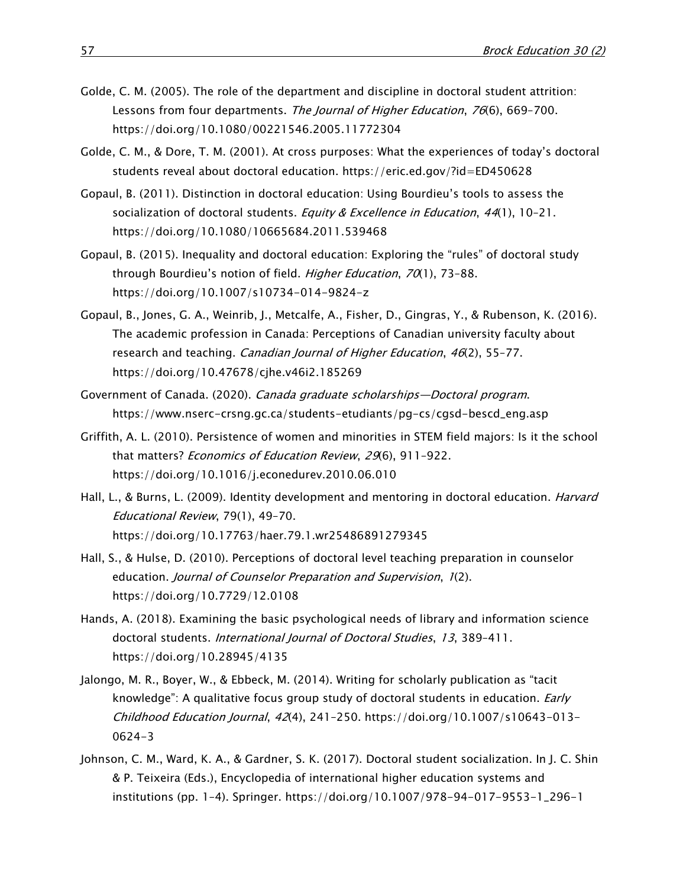Golde, C. M. (2005). The role of the department and discipline in doctoral student attrition: Lessons from four departments. *The Journal of Higher Education*, *76*(6), 669–700. https://doi.org/10.1080/00221546.2005.11772304

Golde, C. M., & Dore, T. M. (2001). At cross purposes: What the experiences of today's doctoral students reveal about doctoral education. https://eric.ed.gov/?id=ED450628

Gopaul, B. (2011). Distinction in doctoral education: Using Bourdieu's tools to assess the socialization of doctoral students. *Equity & Excellence in Education*, *44*(1), 10–21. https://doi.org/10.1080/10665684.2011.539468

Gopaul, B. (2015). Inequality and doctoral education: Exploring the "rules" of doctoral study through Bourdieu's notion of field. *Higher Education*, *70*(1), 73–88. https://doi.org/10.1007/s10734-014-9824-z

Gopaul, B., Jones, G. A., Weinrib, J., Metcalfe, A., Fisher, D., Gingras, Y., & Rubenson, K. (2016). The academic profession in Canada: Perceptions of Canadian university faculty about research and teaching. *Canadian Journal of Higher Education*, *46*(2), 55–77. https://doi.org/10.47678/cjhe.v46i2.185269

Government of Canada. (2020). *Canada graduate scholarships—Doctoral program*. https://www.nserc-crsng.gc.ca/students-etudiants/pg-cs/cgsd-bescd_eng.asp

Griffith, A. L. (2010). Persistence of women and minorities in STEM field majors: Is it the school that matters? *Economics of Education Review*, *29*(6), 911–922. https://doi.org/10.1016/j.econedurev.2010.06.010

Hall, L., & Burns, L. (2009). Identity development and mentoring in doctoral education. *Harvard Educational Review*, 79(1), 49–70. https://doi.org/10.17763/haer.79.1.wr25486891279345

Hall, S., & Hulse, D. (2010). Perceptions of doctoral level teaching preparation in counselor education. *Journal of Counselor Preparation and Supervision*, *1*(2). https://doi.org/10.7729/12.0108

Hands, A. (2018). Examining the basic psychological needs of library and information science doctoral students. *International Journal of Doctoral Studies*, *13*, 389–411. https://doi.org/10.28945/4135

Jalongo, M. R., Boyer, W., & Ebbeck, M. (2014). Writing for scholarly publication as "tacit knowledge": A qualitative focus group study of doctoral students in education. *Early Childhood Education Journal*, *42*(4), 241–250. https://doi.org/10.1007/s10643-013-0624-3

Johnson, C. M., Ward, K. A., & Gardner, S. K. (2017). Doctoral student socialization. In J. C. Shin & P. Teixeira (Eds.), Encyclopedia of international higher education systems and institutions (pp. 1–4). Springer. https://doi.org/10.1007/978-94-017-9553-1_296-1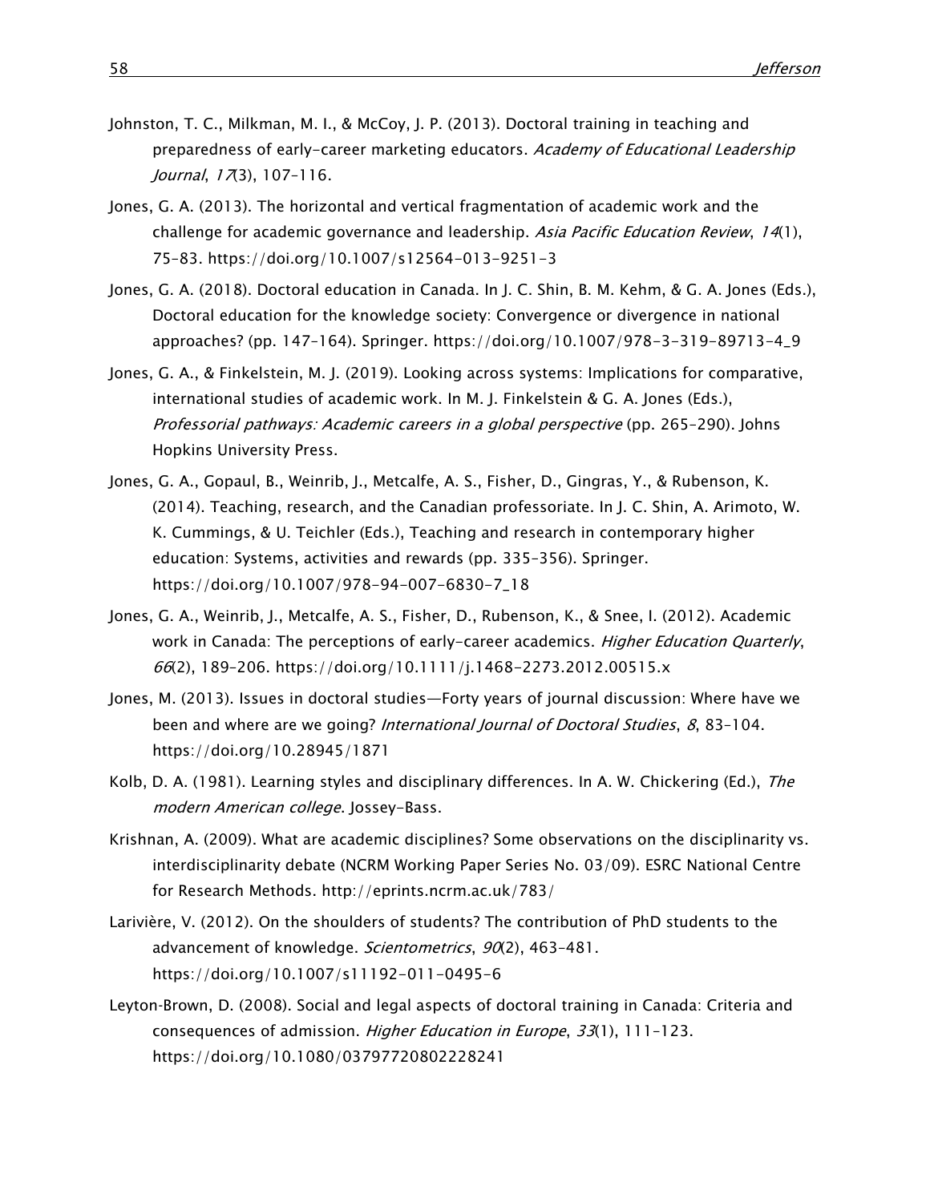Johnston, T. C., Milkman, M. I., & McCoy, J. P. (2013). Doctoral training in teaching and preparedness of early-career marketing educators. *Academy of Educational Leadership Journal*, *17*(3), 107–116.

Jones, G. A. (2013). The horizontal and vertical fragmentation of academic work and the challenge for academic governance and leadership. *Asia Pacific Education Review*, *14*(1), 75–83. https://doi.org/10.1007/s12564-013-9251-3

Jones, G. A. (2018). Doctoral education in Canada. In J. C. Shin, B. M. Kehm, & G. A. Jones (Eds.), Doctoral education for the knowledge society: Convergence or divergence in national approaches? (pp. 147–164). Springer. https://doi.org/10.1007/978-3-319-89713-4_9

Jones, G. A., & Finkelstein, M. J. (2019). Looking across systems: Implications for comparative, international studies of academic work. In M. J. Finkelstein & G. A. Jones (Eds.), *Professorial pathways: Academic careers in a global perspective* (pp. 265–290). Johns Hopkins University Press.

Jones, G. A., Gopaul, B., Weinrib, J., Metcalfe, A. S., Fisher, D., Gingras, Y., & Rubenson, K. (2014). Teaching, research, and the Canadian professoriate. In J. C. Shin, A. Arimoto, W. K. Cummings, & U. Teichler (Eds.), Teaching and research in contemporary higher education: Systems, activities and rewards (pp. 335–356). Springer. https://doi.org/10.1007/978-94-007-6830-7_18

Jones, G. A., Weinrib, J., Metcalfe, A. S., Fisher, D., Rubenson, K., & Snee, I. (2012). Academic work in Canada: The perceptions of early-career academics. *Higher Education Quarterly*, *66*(2), 189–206. https://doi.org/10.1111/j.1468-2273.2012.00515.x

Jones, M. (2013). Issues in doctoral studies—Forty years of journal discussion: Where have we been and where are we going? *International Journal of Doctoral Studies*, *8*, 83–104. https://doi.org/10.28945/1871

Kolb, D. A. (1981). Learning styles and disciplinary differences. In A. W. Chickering (Ed.), *The modern American college*. Jossey-Bass.

Krishnan, A. (2009). What are academic disciplines? Some observations on the disciplinarity vs. interdisciplinarity debate (NCRM Working Paper Series No. 03/09). ESRC National Centre for Research Methods. http://eprints.ncrm.ac.uk/783/

Larivière, V. (2012). On the shoulders of students? The contribution of PhD students to the advancement of knowledge. *Scientometrics*, *90*(2), 463–481. https://doi.org/10.1007/s11192-011-0495-6

Leyton-Brown, D. (2008). Social and legal aspects of doctoral training in Canada: Criteria and consequences of admission. *Higher Education in Europe*, *33*(1), 111–123. https://doi.org/10.1080/03797720802228241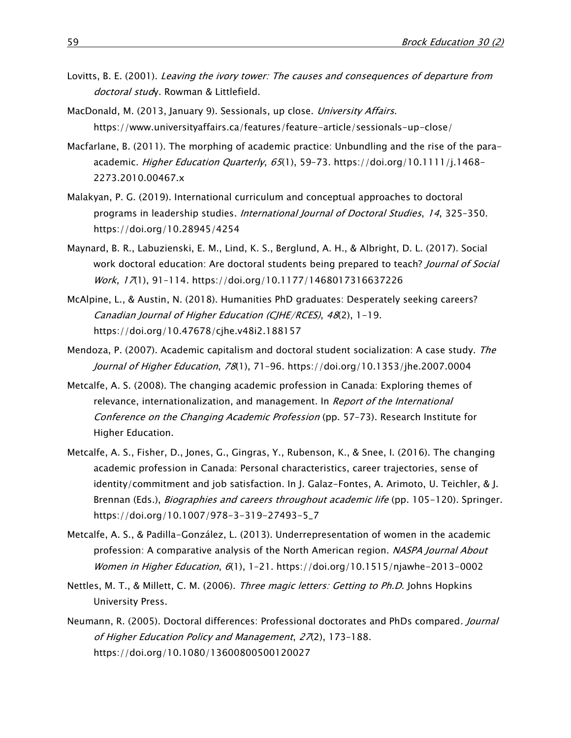Lovitts, B. E. (2001). *Leaving the ivory tower: The causes and consequences of departure from doctoral study*. Rowman & Littlefield.

MacDonald, M. (2013, January 9). Sessionals, up close. *University Affairs*. https://www.universityaffairs.ca/features/feature-article/sessionals-up-close/

Macfarlane, B. (2011). The morphing of academic practice: Unbundling and the rise of the para-academic. *Higher Education Quarterly*, *65*(1), 59–73. https://doi.org/10.1111/j.1468-2273.2010.00467.x

Malakyan, P. G. (2019). International curriculum and conceptual approaches to doctoral programs in leadership studies. *International Journal of Doctoral Studies*, *14*, 325–350. https://doi.org/10.28945/4254

Maynard, B. R., Labuzienski, E. M., Lind, K. S., Berglund, A. H., & Albright, D. L. (2017). Social work doctoral education: Are doctoral students being prepared to teach? *Journal of Social Work*, *17*(1), 91–114. https://doi.org/10.1177/1468017316637226

McAlpine, L., & Austin, N. (2018). Humanities PhD graduates: Desperately seeking careers? *Canadian Journal of Higher Education (CJHE/RCES)*, *48*(2), 1–19. https://doi.org/10.47678/cjhe.v48i2.188157

Mendoza, P. (2007). Academic capitalism and doctoral student socialization: A case study. *The Journal of Higher Education*, *78*(1), 71–96. https://doi.org/10.1353/jhe.2007.0004

Metcalfe, A. S. (2008). The changing academic profession in Canada: Exploring themes of relevance, internationalization, and management. In *Report of the International Conference on the Changing Academic Profession* (pp. 57–73). Research Institute for Higher Education.

Metcalfe, A. S., Fisher, D., Jones, G., Gingras, Y., Rubenson, K., & Snee, I. (2016). The changing academic profession in Canada: Personal characteristics, career trajectories, sense of identity/commitment and job satisfaction. In J. Galaz-Fontes, A. Arimoto, U. Teichler, & J. Brennan (Eds.), *Biographies and careers throughout academic life* (pp. 105–120). Springer. https://doi.org/10.1007/978-3-319-27493-5_7

Metcalfe, A. S., & Padilla-González, L. (2013). Underrepresentation of women in the academic profession: A comparative analysis of the North American region. *NASPA Journal About Women in Higher Education*, *6*(1), 1–21. https://doi.org/10.1515/njawhe-2013-0002

Nettles, M. T., & Millett, C. M. (2006). *Three magic letters: Getting to Ph.D.* Johns Hopkins University Press.

Neumann, R. (2005). Doctoral differences: Professional doctorates and PhDs compared. *Journal of Higher Education Policy and Management*, *27*(2), 173–188. https://doi.org/10.1080/13600800500120027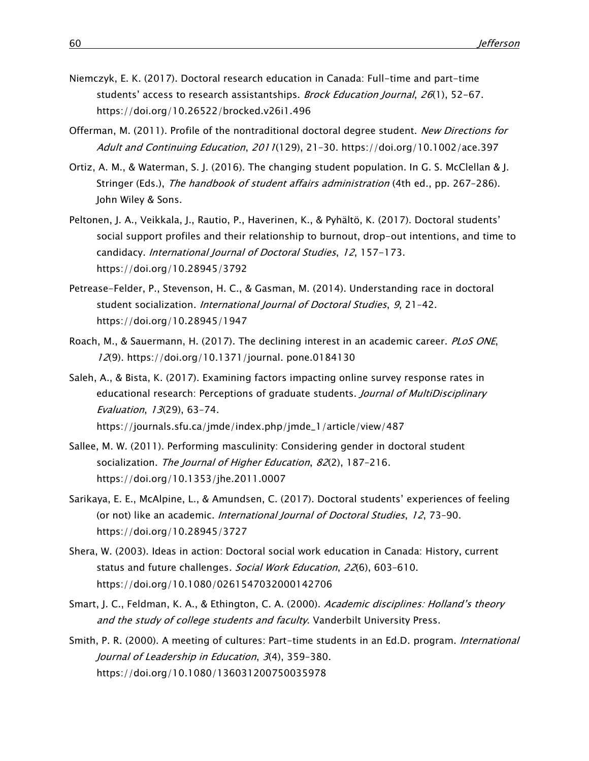Niemczyk, E. K. (2017). Doctoral research education in Canada: Full-time and part-time students' access to research assistantships. *Brock Education Journal*, *26*(1), 52–67. https://doi.org/10.26522/brocked.v26i1.496

Offerman, M. (2011). Profile of the nontraditional doctoral degree student. *New Directions for Adult and Continuing Education*, *2011*(129), 21–30. https://doi.org/10.1002/ace.397

Ortiz, A. M., & Waterman, S. J. (2016). The changing student population. In G. S. McClellan & J. Stringer (Eds.), *The handbook of student affairs administration* (4th ed., pp. 267–286). John Wiley & Sons.

Peltonen, J. A., Veikkala, J., Rautio, P., Haverinen, K., & Pyhältö, K. (2017). Doctoral students' social support profiles and their relationship to burnout, drop-out intentions, and time to candidacy. *International Journal of Doctoral Studies*, *12*, 157–173. https://doi.org/10.28945/3792

Petrease-Felder, P., Stevenson, H. C., & Gasman, M. (2014). Understanding race in doctoral student socialization. *International Journal of Doctoral Studies*, *9*, 21–42. https://doi.org/10.28945/1947

Roach, M., & Sauermann, H. (2017). The declining interest in an academic career. *PLoS ONE*, *12*(9). https://doi.org/10.1371/journal. pone.0184130

Saleh, A., & Bista, K. (2017). Examining factors impacting online survey response rates in educational research: Perceptions of graduate students. *Journal of MultiDisciplinary Evaluation*, *13*(29), 63–74. https://journals.sfu.ca/jmde/index.php/jmde_1/article/view/487

Sallee, M. W. (2011). Performing masculinity: Considering gender in doctoral student socialization. *The Journal of Higher Education*, *82*(2), 187–216. https://doi.org/10.1353/jhe.2011.0007

Sarikaya, E. E., McAlpine, L., & Amundsen, C. (2017). Doctoral students' experiences of feeling (or not) like an academic. *International Journal of Doctoral Studies*, *12*, 73–90. https://doi.org/10.28945/3727

Shera, W. (2003). Ideas in action: Doctoral social work education in Canada: History, current status and future challenges. *Social Work Education*, *22*(6), 603–610. https://doi.org/10.1080/0261547032000142706

Smart, J. C., Feldman, K. A., & Ethington, C. A. (2000). *Academic disciplines: Holland's theory and the study of college students and faculty*. Vanderbilt University Press.

Smith, P. R. (2000). A meeting of cultures: Part-time students in an Ed.D. program. *International Journal of Leadership in Education*, *3*(4), 359–380. https://doi.org/10.1080/136031200750035978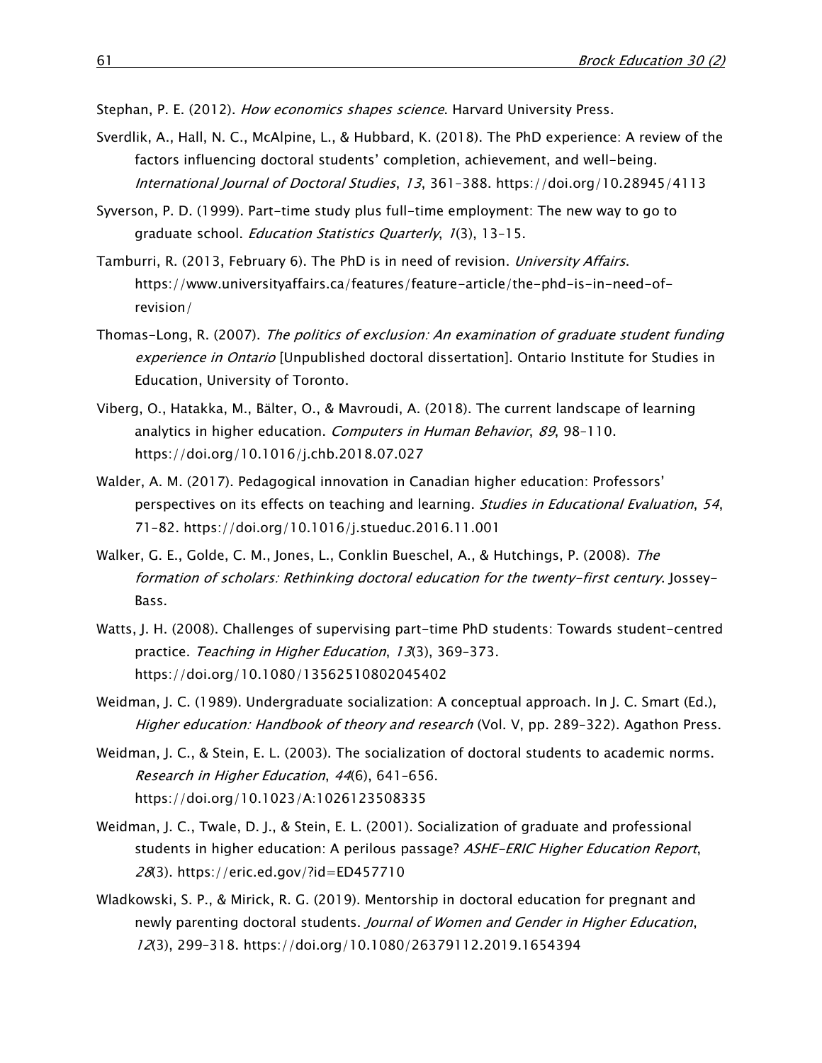Stephan, P. E. (2012). *How economics shapes science*. Harvard University Press.

Sverdlik, A., Hall, N. C., McAlpine, L., & Hubbard, K. (2018). The PhD experience: A review of the factors influencing doctoral students' completion, achievement, and well-being. *International Journal of Doctoral Studies*, *13*, 361–388. https://doi.org/10.28945/4113

Syverson, P. D. (1999). Part-time study plus full-time employment: The new way to go to graduate school. *Education Statistics Quarterly*, *1*(3), 13–15.

Tamburri, R. (2013, February 6). The PhD is in need of revision. *University Affairs*. https://www.universityaffairs.ca/features/feature-article/the-phd-is-in-need-of-revision/

Thomas-Long, R. (2007). *The politics of exclusion: An examination of graduate student funding experience in Ontario* [Unpublished doctoral dissertation]. Ontario Institute for Studies in Education, University of Toronto.

Viberg, O., Hatakka, M., Bälter, O., & Mavroudi, A. (2018). The current landscape of learning analytics in higher education. *Computers in Human Behavior*, *89*, 98–110. https://doi.org/10.1016/j.chb.2018.07.027

Walder, A. M. (2017). Pedagogical innovation in Canadian higher education: Professors' perspectives on its effects on teaching and learning. *Studies in Educational Evaluation*, *54*, 71–82. https://doi.org/10.1016/j.stueduc.2016.11.001

Walker, G. E., Golde, C. M., Jones, L., Conklin Bueschel, A., & Hutchings, P. (2008). *The formation of scholars: Rethinking doctoral education for the twenty-first century*. Jossey-Bass.

Watts, J. H. (2008). Challenges of supervising part-time PhD students: Towards student-centred practice. *Teaching in Higher Education*, *13*(3), 369–373. https://doi.org/10.1080/13562510802045402

Weidman, J. C. (1989). Undergraduate socialization: A conceptual approach. In J. C. Smart (Ed.), *Higher education: Handbook of theory and research* (Vol. V, pp. 289–322). Agathon Press.

Weidman, J. C., & Stein, E. L. (2003). The socialization of doctoral students to academic norms. *Research in Higher Education*, *44*(6), 641–656. https://doi.org/10.1023/A:1026123508335

Weidman, J. C., Twale, D. J., & Stein, E. L. (2001). Socialization of graduate and professional students in higher education: A perilous passage? *ASHE-ERIC Higher Education Report*, *28*(3). https://eric.ed.gov/?id=ED457710

Wladkowski, S. P., & Mirick, R. G. (2019). Mentorship in doctoral education for pregnant and newly parenting doctoral students. *Journal of Women and Gender in Higher Education*, *12*(3), 299–318. https://doi.org/10.1080/26379112.2019.1654394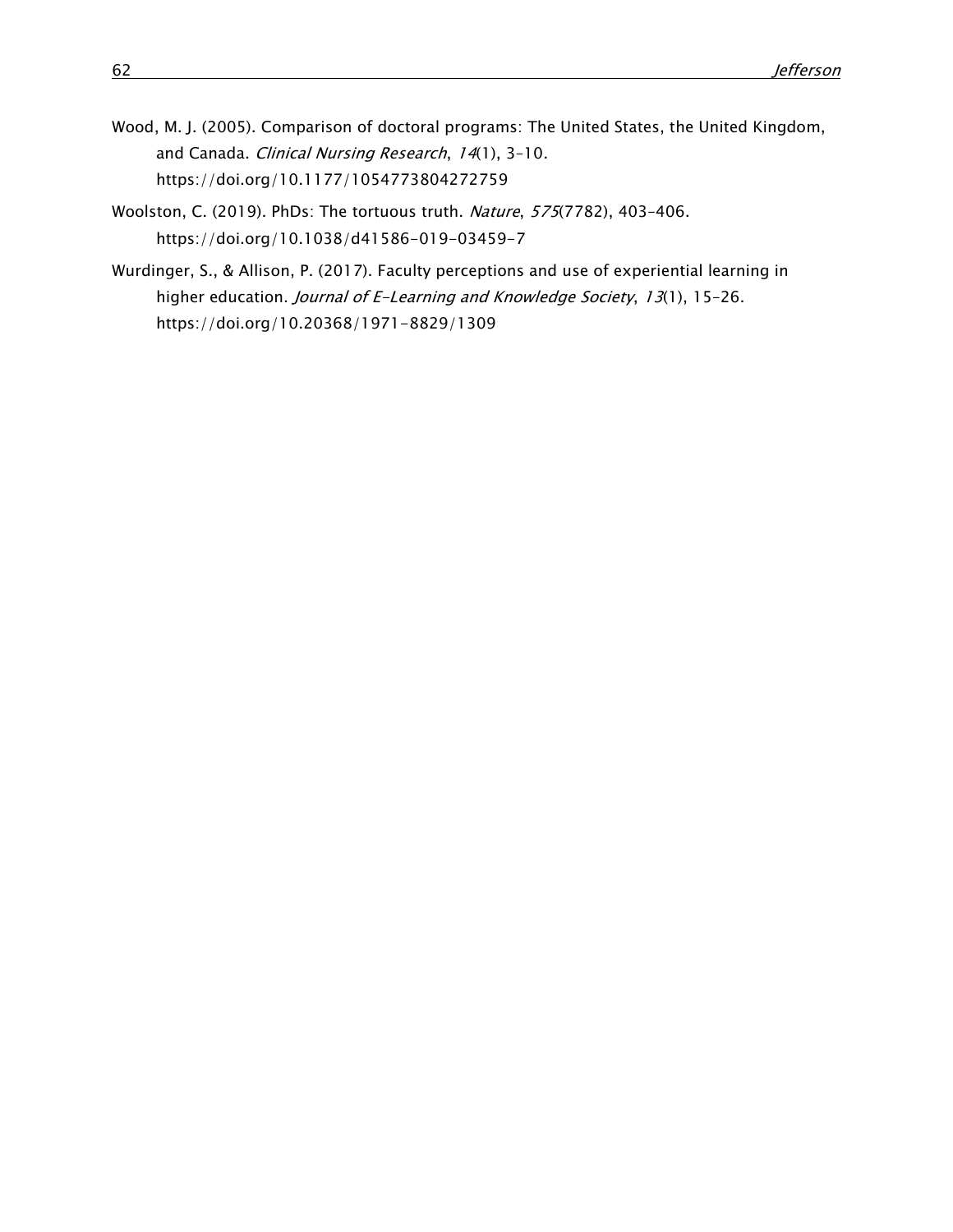Wood, M. J. (2005). Comparison of doctoral programs: The United States, the United Kingdom, and Canada. *Clinical Nursing Research*, *14*(1), 3–10. https://doi.org/10.1177/1054773804272759

Woolston, C. (2019). PhDs: The tortuous truth. *Nature*, *575*(7782), 403–406. https://doi.org/10.1038/d41586-019-03459-7

Wurdinger, S., & Allison, P. (2017). Faculty perceptions and use of experiential learning in higher education. *Journal of E-Learning and Knowledge Society*, *13*(1), 15–26. https://doi.org/10.20368/1971-8829/1309